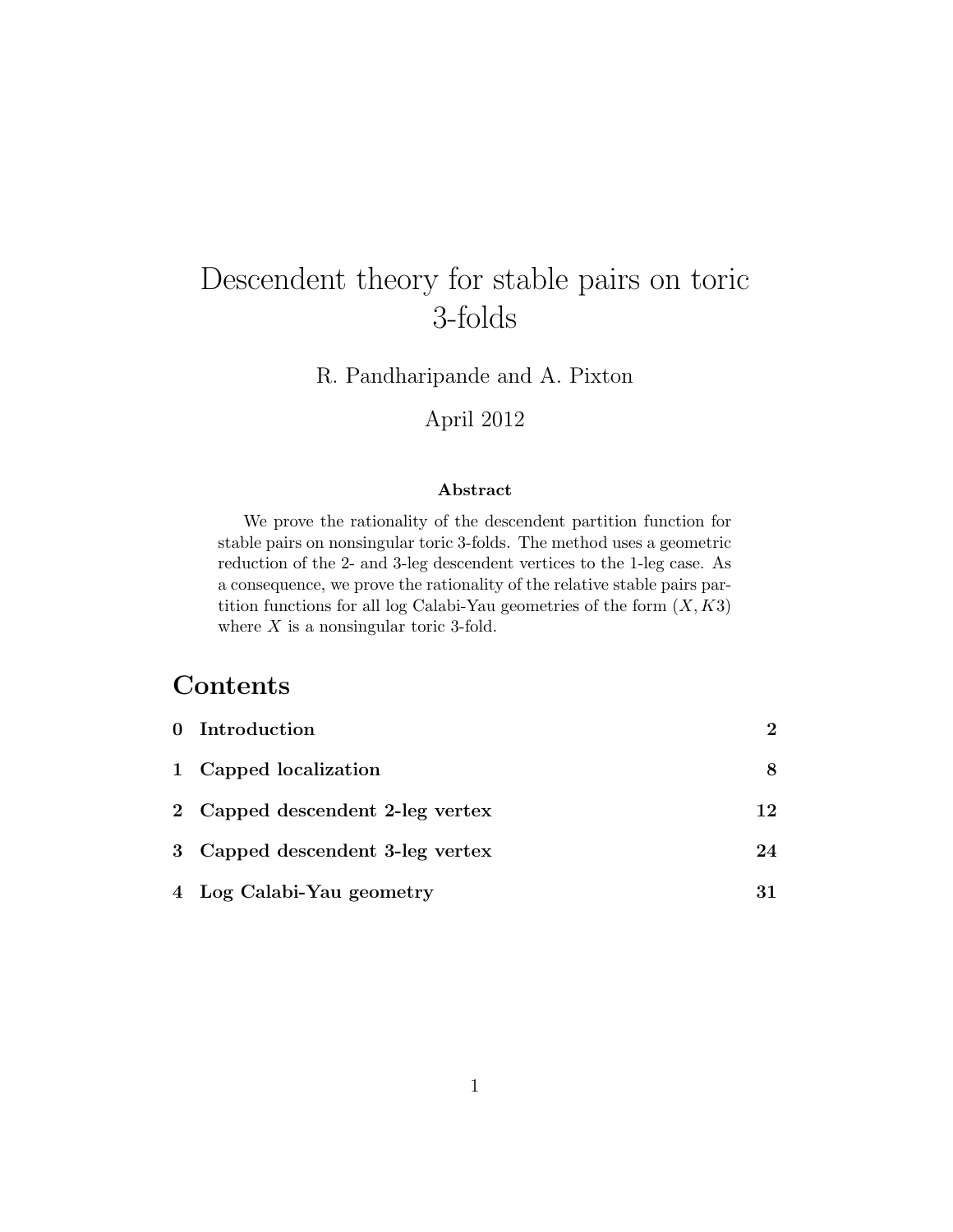# Descendent theory for stable pairs on toric 3-folds

R. Pandharipande and A. Pixton

April 2012

### Abstract

We prove the rationality of the descendent partition function for stable pairs on nonsingular toric 3-folds. The method uses a geometric reduction of the 2- and 3-leg descendent vertices to the 1-leg case. As a consequence, we prove the rationality of the relative stable pairs partition functions for all log Calabi-Yau geometries of the form $(X, K3)$ where $X$ is a nonsingular toric 3-fold.

## Contents

| | | |
|---|---|---|
| **0** | **Introduction** | **2** |
| **1** | **Capped localization** | **8** |
| **2** | **Capped descendent 2-leg vertex** | **12** |
| **3** | **Capped descendent 3-leg vertex** | **24** |
| **4** | **Log Calabi-Yau geometry** | **31** |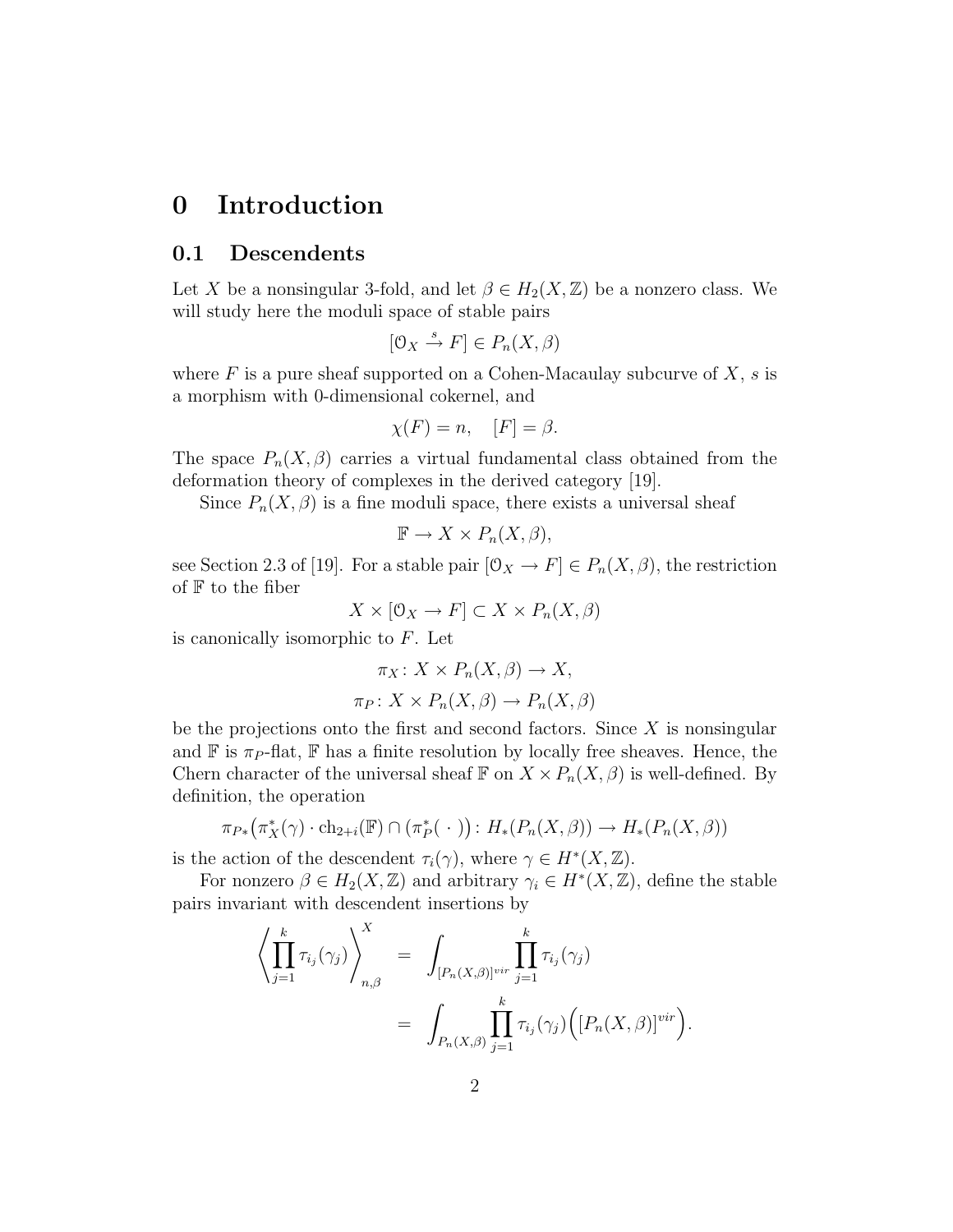# 0 Introduction

## 0.1 Descendents

Let $X$ be a nonsingular 3-fold, and let $\beta \in H_2(X, \mathbb{Z})$ be a nonzero class. We will study here the moduli space of stable pairs

$$[\mathcal{O}_X \xrightarrow{s} F] \in P_n(X, \beta)$$

where $F$ is a pure sheaf supported on a Cohen-Macaulay subcurve of $X$, $s$ is a morphism with 0-dimensional cokernel, and

$$\chi(F) = n, \quad [F] = \beta.$$

The space $P_n(X, \beta)$ carries a virtual fundamental class obtained from the deformation theory of complexes in the derived category [19].

Since $P_n(X, \beta)$ is a fine moduli space, there exists a universal sheaf

$$\mathbb{F} \to X \times P_n(X, \beta),$$

see Section 2.3 of [19]. For a stable pair $[\mathcal{O}_X \to F] \in P_n(X, \beta)$, the restriction of $\mathbb{F}$ to the fiber

$$X \times [\mathcal{O}_X \to F] \subset X \times P_n(X, \beta)$$

is canonically isomorphic to $F$. Let

$$\pi_X \colon X \times P_n(X, \beta) \to X,$$

$$\pi_P \colon X \times P_n(X, \beta) \to P_n(X, \beta)$$

be the projections onto the first and second factors. Since $X$ is nonsingular and $\mathbb{F}$ is $\pi_P$-flat, $\mathbb{F}$ has a finite resolution by locally free sheaves. Hence, the Chern character of the universal sheaf $\mathbb{F}$ on $X \times P_n(X, \beta)$ is well-defined. By definition, the operation

$$\pi_{P*}\big(\pi_X^*(\gamma) \cdot \mathrm{ch}_{2+i}(\mathbb{F}) \cap (\pi_P^*(\ \cdot\ ))\big) \colon H_*(P_n(X, \beta)) \to H_*(P_n(X, \beta))$$

is the action of the descendent $\tau_i(\gamma)$, where $\gamma \in H^*(X, \mathbb{Z})$.

For nonzero $\beta \in H_2(X, \mathbb{Z})$ and arbitrary $\gamma_i \in H^*(X, \mathbb{Z})$, define the stable pairs invariant with descendent insertions by

$$\begin{aligned}
\left\langle \prod_{j=1}^{k} \tau_{i_j}(\gamma_j) \right\rangle_{n,\beta}^{X} &= \int_{[P_n(X,\beta)]^{vir}} \prod_{j=1}^{k} \tau_{i_j}(\gamma_j) \\
&= \int_{P_n(X,\beta)} \prod_{j=1}^{k} \tau_{i_j}(\gamma_j) \Big( [P_n(X, \beta)]^{vir} \Big).
\end{aligned}$$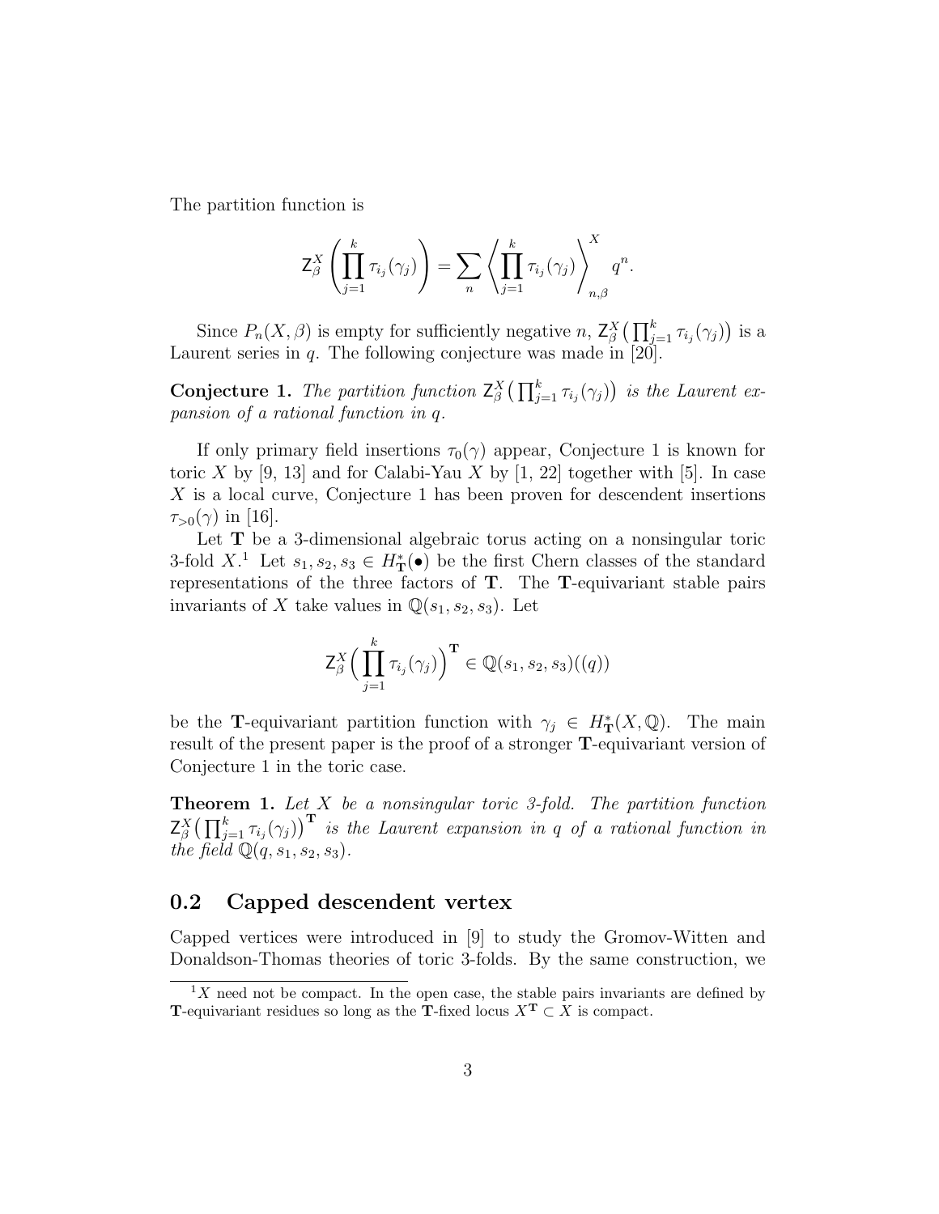The partition function is

$$\mathsf{Z}_\beta^X\left(\prod_{j=1}^k \tau_{i_j}(\gamma_j)\right) = \sum_n \left\langle \prod_{j=1}^k \tau_{i_j}(\gamma_j)\right\rangle_{n,\beta}^X q^n.$$

Since $P_n(X,\beta)$ is empty for sufficiently negative $n$, $\mathsf{Z}_\beta^X\big(\prod_{j=1}^k \tau_{i_j}(\gamma_j)\big)$ is a Laurent series in $q$. The following conjecture was made in [20].

**Conjecture 1.** *The partition function* $\mathsf{Z}_\beta^X\big(\prod_{j=1}^k \tau_{i_j}(\gamma_j)\big)$ *is the Laurent expansion of a rational function in* $q$.

If only primary field insertions $\tau_0(\gamma)$ appear, Conjecture 1 is known for toric $X$ by [9, 13] and for Calabi-Yau $X$ by [1, 22] together with [5]. In case $X$ is a local curve, Conjecture 1 has been proven for descendent insertions $\tau_{>0}(\gamma)$ in [16].

Let $\mathbf{T}$ be a 3-dimensional algebraic torus acting on a nonsingular toric 3-fold $X$.[1] Let $s_1, s_2, s_3 \in H_{\mathbf{T}}^*(\bullet)$ be the first Chern classes of the standard representations of the three factors of $\mathbf{T}$. The $\mathbf{T}$-equivariant stable pairs invariants of $X$ take values in $\mathbb{Q}(s_1, s_2, s_3)$. Let

$$\mathsf{Z}_\beta^X\Big(\prod_{j=1}^k \tau_{i_j}(\gamma_j)\Big)^{\mathbf{T}} \in \mathbb{Q}(s_1,s_2,s_3)((q))$$

be the $\mathbf{T}$-equivariant partition function with $\gamma_j \in H_{\mathbf{T}}^*(X,\mathbb{Q})$. The main result of the present paper is the proof of a stronger $\mathbf{T}$-equivariant version of Conjecture 1 in the toric case.

**Theorem 1.** *Let $X$ be a nonsingular toric 3-fold. The partition function* $\mathsf{Z}_\beta^X\big(\prod_{j=1}^k \tau_{i_j}(\gamma_j)\big)^{\mathbf{T}}$ *is the Laurent expansion in $q$ of a rational function in the field* $\mathbb{Q}(q, s_1, s_2, s_3)$.

## 0.2 Capped descendent vertex

Capped vertices were introduced in [9] to study the Gromov-Witten and Donaldson-Thomas theories of toric 3-folds. By the same construction, we

[1] $X$ need not be compact. In the open case, the stable pairs invariants are defined by $\mathbf{T}$-equivariant residues so long as the $\mathbf{T}$-fixed locus $X^{\mathbf{T}} \subset X$ is compact.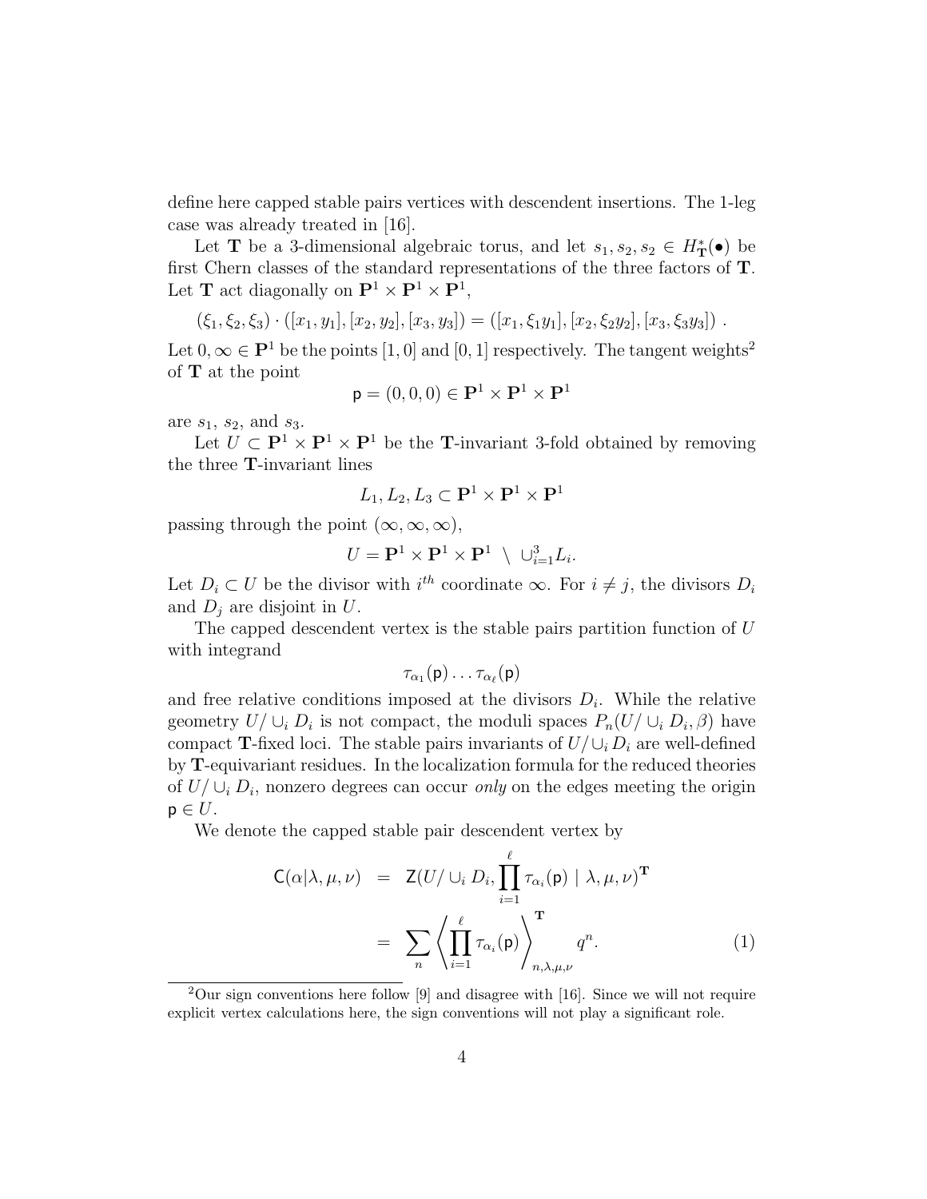define here capped stable pairs vertices with descendent insertions. The 1-leg case was already treated in [16].

Let $\mathbf{T}$ be a 3-dimensional algebraic torus, and let $s_1, s_2, s_2 \in H^*_{\mathbf{T}}(\bullet)$ be first Chern classes of the standard representations of the three factors of $\mathbf{T}$. Let $\mathbf{T}$ act diagonally on $\mathbf{P}^1 \times \mathbf{P}^1 \times \mathbf{P}^1$,

$$(\xi_1, \xi_2, \xi_3) \cdot ([x_1, y_1], [x_2, y_2], [x_3, y_3]) = ([x_1, \xi_1 y_1], [x_2, \xi_2 y_2], [x_3, \xi_3 y_3]) \ .$$

Let $0, \infty \in \mathbf{P}^1$ be the points $[1, 0]$ and $[0, 1]$ respectively. The tangent weights[2] of $\mathbf{T}$ at the point

$$\mathsf{p} = (0, 0, 0) \in \mathbf{P}^1 \times \mathbf{P}^1 \times \mathbf{P}^1$$

are $s_1$, $s_2$, and $s_3$.

Let $U \subset \mathbf{P}^1 \times \mathbf{P}^1 \times \mathbf{P}^1$ be the $\mathbf{T}$-invariant 3-fold obtained by removing the three $\mathbf{T}$-invariant lines

$$L_1, L_2, L_3 \subset \mathbf{P}^1 \times \mathbf{P}^1 \times \mathbf{P}^1$$

passing through the point $(\infty, \infty, \infty)$,

$$U = \mathbf{P}^1 \times \mathbf{P}^1 \times \mathbf{P}^1 \ \setminus \ \cup_{i=1}^3 L_i.$$

Let $D_i \subset U$ be the divisor with $i^{th}$ coordinate $\infty$. For $i \neq j$, the divisors $D_i$ and $D_j$ are disjoint in $U$.

The capped descendent vertex is the stable pairs partition function of $U$ with integrand

$$\tau_{\alpha_1}(\mathsf{p}) \ldots \tau_{\alpha_\ell}(\mathsf{p})$$

and free relative conditions imposed at the divisors $D_i$. While the relative geometry $U / \cup_i D_i$ is not compact, the moduli spaces $P_n(U / \cup_i D_i, \beta)$ have compact $\mathbf{T}$-fixed loci. The stable pairs invariants of $U / \cup_i D_i$ are well-defined by $\mathbf{T}$-equivariant residues. In the localization formula for the reduced theories of $U / \cup_i D_i$, nonzero degrees can occur *only* on the edges meeting the origin $\mathsf{p} \in U$.

We denote the capped stable pair descendent vertex by

$$\begin{aligned} \mathsf{C}(\alpha | \lambda, \mu, \nu) &= \mathsf{Z}(U / \cup_i D_i, \prod_{i=1}^{\ell} \tau_{\alpha_i}(\mathsf{p}) \mid \lambda, \mu, \nu)^{\mathbf{T}} \\ &= \sum_n \left\langle \prod_{i=1}^{\ell} \tau_{\alpha_i}(\mathsf{p}) \right\rangle^{\mathbf{T}}_{n, \lambda, \mu, \nu} q^n. \end{aligned} \tag{1}$$

[2]Our sign conventions here follow [9] and disagree with [16]. Since we will not require explicit vertex calculations here, the sign conventions will not play a significant role.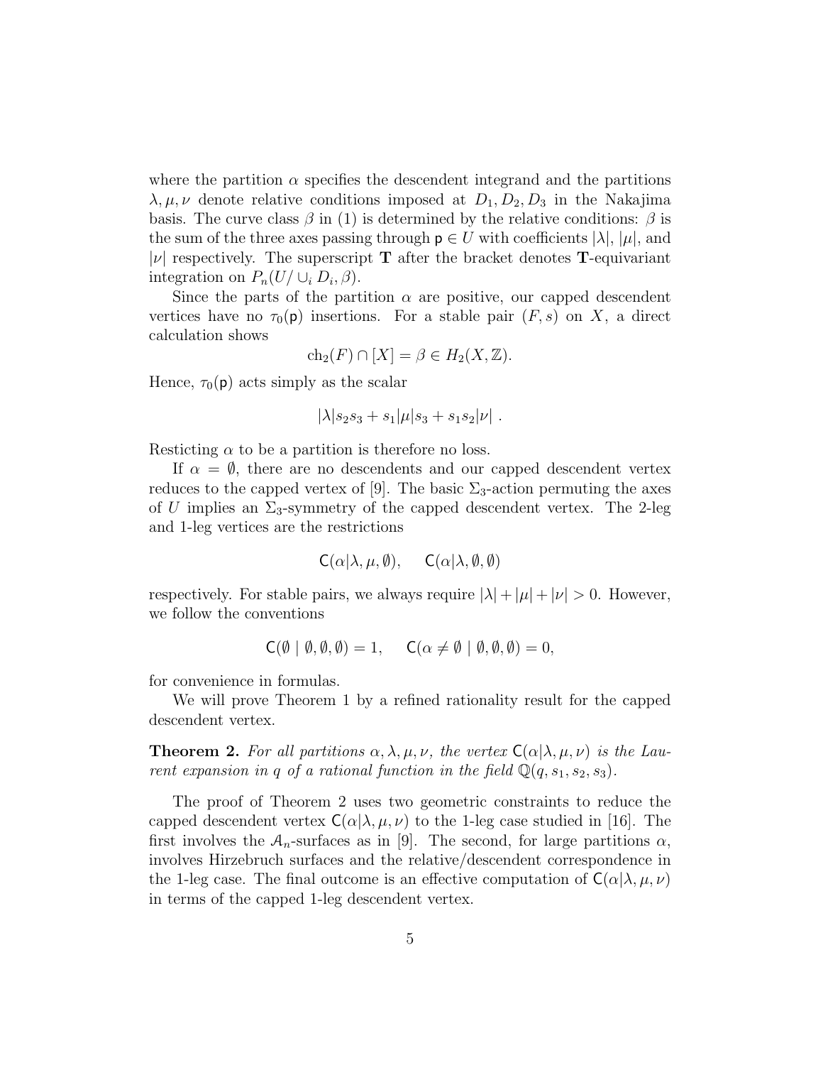where the partition $\alpha$ specifies the descendent integrand and the partitions $\lambda, \mu, \nu$ denote relative conditions imposed at $D_1, D_2, D_3$ in the Nakajima basis. The curve class $\beta$ in (1) is determined by the relative conditions: $\beta$ is the sum of the three axes passing through $\mathsf{p} \in U$ with coefficients $|\lambda|$, $|\mu|$, and $|\nu|$ respectively. The superscript $\mathbf{T}$ after the bracket denotes $\mathbf{T}$-equivariant integration on $P_n(U/\cup_i D_i, \beta)$.

Since the parts of the partition $\alpha$ are positive, our capped descendent vertices have no $\tau_0(\mathsf{p})$ insertions. For a stable pair $(F, s)$ on $X$, a direct calculation shows

$$\mathrm{ch}_2(F) \cap [X] = \beta \in H_2(X, \mathbb{Z}).$$

Hence, $\tau_0(\mathsf{p})$ acts simply as the scalar

$$|\lambda| s_2 s_3 + s_1 |\mu| s_3 + s_1 s_2 |\nu| \ .$$

Resticting $\alpha$ to be a partition is therefore no loss.

If $\alpha = \emptyset$, there are no descendents and our capped descendent vertex reduces to the capped vertex of [9]. The basic $\Sigma_3$-action permuting the axes of $U$ implies an $\Sigma_3$-symmetry of the capped descendent vertex. The 2-leg and 1-leg vertices are the restrictions

$$\mathsf{C}(\alpha|\lambda, \mu, \emptyset), \quad \mathsf{C}(\alpha|\lambda, \emptyset, \emptyset)$$

respectively. For stable pairs, we always require $|\lambda| + |\mu| + |\nu| > 0$. However, we follow the conventions

$$\mathsf{C}(\emptyset \mid \emptyset, \emptyset, \emptyset) = 1, \quad \mathsf{C}(\alpha \neq \emptyset \mid \emptyset, \emptyset, \emptyset) = 0,$$

for convenience in formulas.

We will prove Theorem 1 by a refined rationality result for the capped descendent vertex.

**Theorem 2.** *For all partitions $\alpha, \lambda, \mu, \nu$, the vertex $\mathsf{C}(\alpha|\lambda, \mu, \nu)$ is the Laurent expansion in $q$ of a rational function in the field $\mathbb{Q}(q, s_1, s_2, s_3)$.*

The proof of Theorem 2 uses two geometric constraints to reduce the capped descendent vertex $\mathsf{C}(\alpha|\lambda, \mu, \nu)$ to the 1-leg case studied in [16]. The first involves the $\mathcal{A}_n$-surfaces as in [9]. The second, for large partitions $\alpha$, involves Hirzebruch surfaces and the relative/descendent correspondence in the 1-leg case. The final outcome is an effective computation of $\mathsf{C}(\alpha|\lambda, \mu, \nu)$ in terms of the capped 1-leg descendent vertex.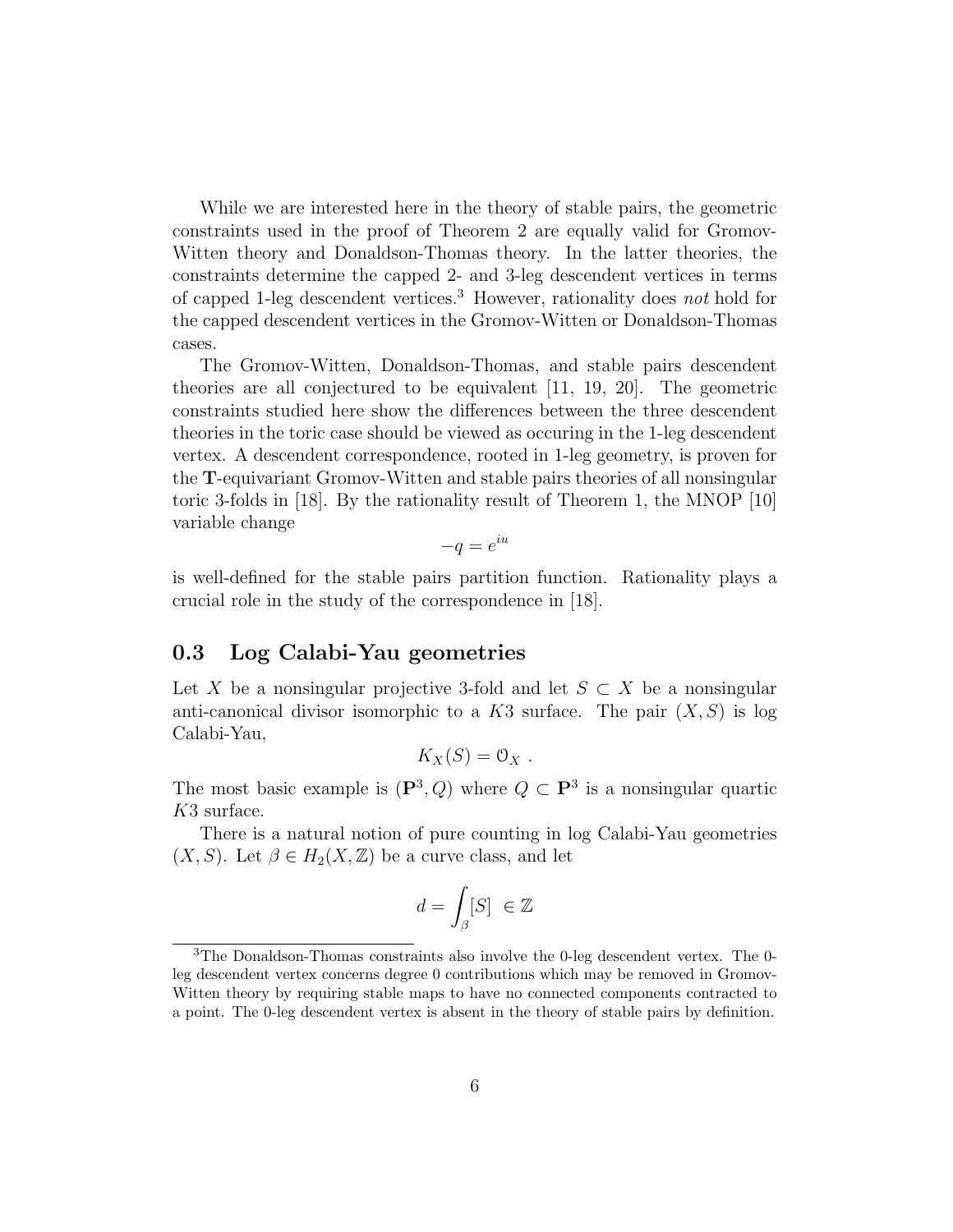While we are interested here in the theory of stable pairs, the geometric constraints used in the proof of Theorem 2 are equally valid for Gromov-Witten theory and Donaldson-Thomas theory. In the latter theories, the constraints determine the capped 2- and 3-leg descendent vertices in terms of capped 1-leg descendent vertices.[3] However, rationality does *not* hold for the capped descendent vertices in the Gromov-Witten or Donaldson-Thomas cases.

The Gromov-Witten, Donaldson-Thomas, and stable pairs descendent theories are all conjectured to be equivalent [11, 19, 20]. The geometric constraints studied here show the differences between the three descendent theories in the toric case should be viewed as occuring in the 1-leg descendent vertex. A descendent correspondence, rooted in 1-leg geometry, is proven for the **T**-equivariant Gromov-Witten and stable pairs theories of all nonsingular toric 3-folds in [18]. By the rationality result of Theorem 1, the MNOP [10] variable change

$$-q = e^{iu}$$

is well-defined for the stable pairs partition function. Rationality plays a crucial role in the study of the correspondence in [18].

## 0.3 Log Calabi-Yau geometries

Let $X$ be a nonsingular projective 3-fold and let $S \subset X$ be a nonsingular anti-canonical divisor isomorphic to a $K3$ surface. The pair $(X, S)$ is log Calabi-Yau,

$$K_X(S) = \mathcal{O}_X \ .$$

The most basic example is $(\mathbf{P}^3, Q)$ where $Q \subset \mathbf{P}^3$ is a nonsingular quartic $K3$ surface.

There is a natural notion of pure counting in log Calabi-Yau geometries $(X, S)$. Let $\beta \in H_2(X, \mathbb{Z})$ be a curve class, and let

$$d = \int_\beta [S] \ \in \mathbb{Z}$$

[3]The Donaldson-Thomas constraints also involve the 0-leg descendent vertex. The 0-leg descendent vertex concerns degree 0 contributions which may be removed in Gromov-Witten theory by requiring stable maps to have no connected components contracted to a point. The 0-leg descendent vertex is absent in the theory of stable pairs by definition.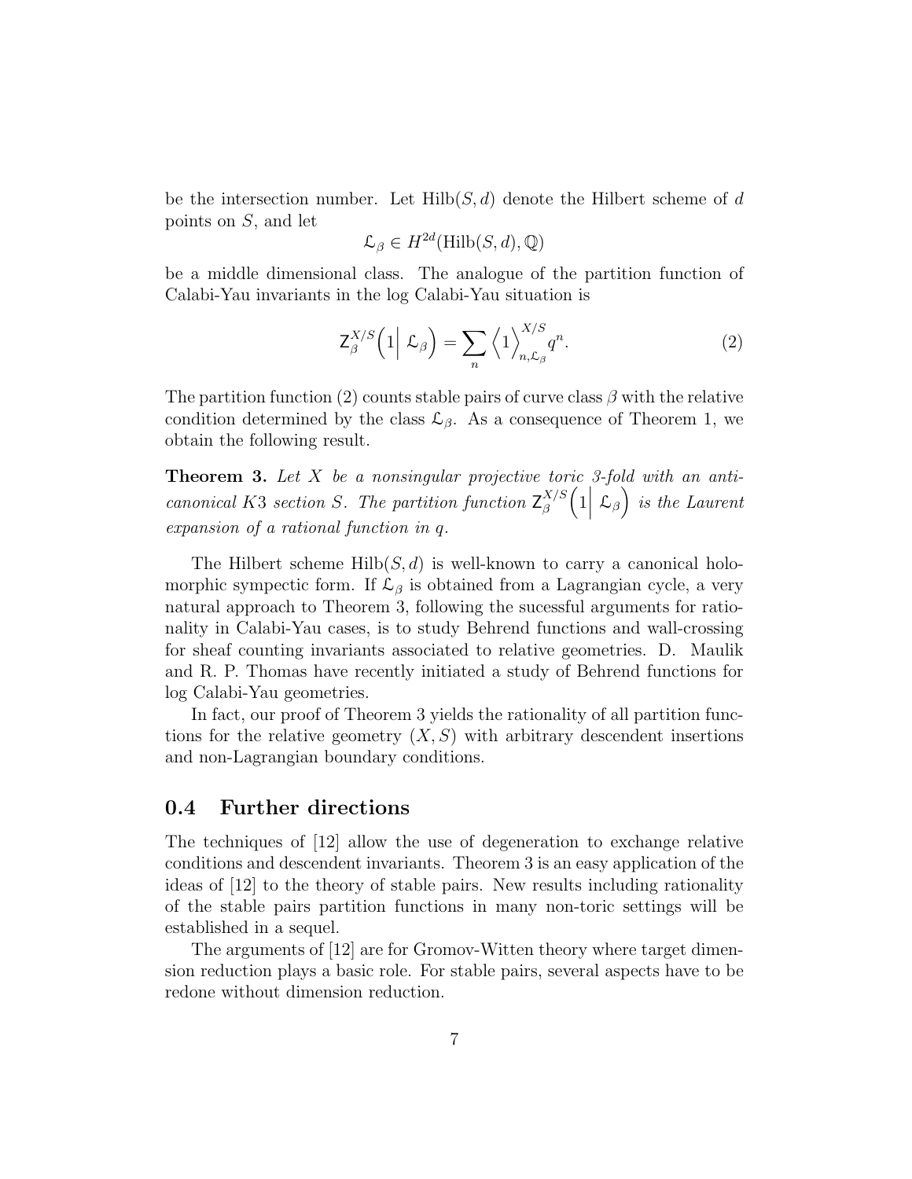be the intersection number. Let $\mathrm{Hilb}(S,d)$ denote the Hilbert scheme of $d$ points on $S$, and let

$$\mathcal{L}_\beta \in H^{2d}(\mathrm{Hilb}(S,d),\mathbb{Q})$$

be a middle dimensional class. The analogue of the partition function of Calabi-Yau invariants in the log Calabi-Yau situation is

$$\mathsf{Z}^{X/S}_\beta\Big(1\Big|\ \mathcal{L}_\beta\Big) = \sum_n \Big\langle 1 \Big\rangle^{X/S}_{n,\mathcal{L}_\beta} q^n. \tag{2}$$

The partition function (2) counts stable pairs of curve class $\beta$ with the relative condition determined by the class $\mathcal{L}_\beta$. As a consequence of Theorem 1, we obtain the following result.

**Theorem 3.** *Let $X$ be a nonsingular projective toric 3-fold with an anti-canonical K3 section $S$. The partition function $\mathsf{Z}^{X/S}_\beta\Big(1\Big|\ \mathcal{L}_\beta\Big)$ is the Laurent expansion of a rational function in $q$.*

The Hilbert scheme $\mathrm{Hilb}(S,d)$ is well-known to carry a canonical holomorphic sympectic form. If $\mathcal{L}_\beta$ is obtained from a Lagrangian cycle, a very natural approach to Theorem 3, following the sucessful arguments for rationality in Calabi-Yau cases, is to study Behrend functions and wall-crossing for sheaf counting invariants associated to relative geometries. D. Maulik and R. P. Thomas have recently initiated a study of Behrend functions for log Calabi-Yau geometries.

In fact, our proof of Theorem 3 yields the rationality of all partition functions for the relative geometry $(X,S)$ with arbitrary descendent insertions and non-Lagrangian boundary conditions.

## 0.4 Further directions

The techniques of [12] allow the use of degeneration to exchange relative conditions and descendent invariants. Theorem 3 is an easy application of the ideas of [12] to the theory of stable pairs. New results including rationality of the stable pairs partition functions in many non-toric settings will be established in a sequel.

The arguments of [12] are for Gromov-Witten theory where target dimension reduction plays a basic role. For stable pairs, several aspects have to be redone without dimension reduction.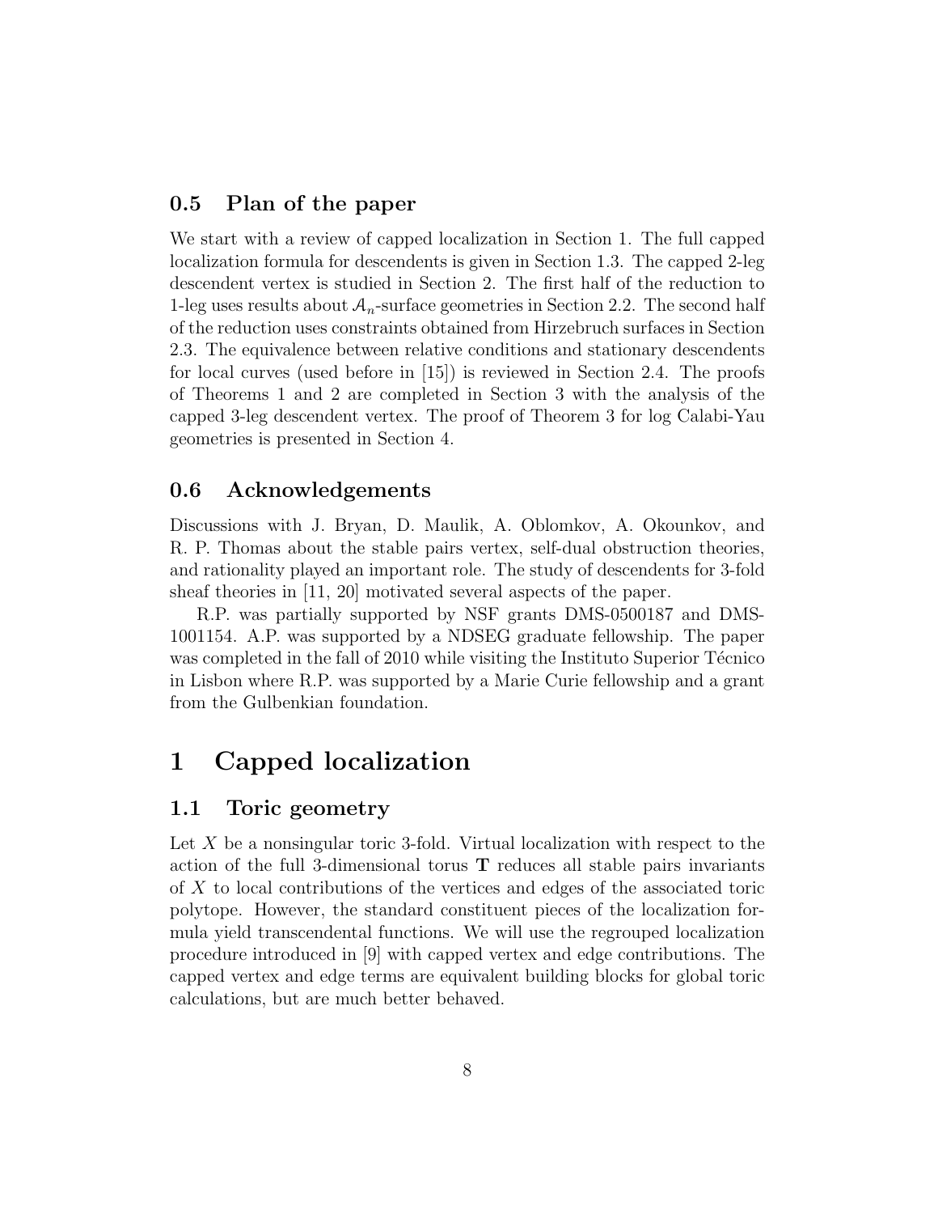## 0.5 Plan of the paper

We start with a review of capped localization in Section 1. The full capped localization formula for descendents is given in Section 1.3. The capped 2-leg descendent vertex is studied in Section 2. The first half of the reduction to 1-leg uses results about $\mathcal{A}_n$-surface geometries in Section 2.2. The second half of the reduction uses constraints obtained from Hirzebruch surfaces in Section 2.3. The equivalence between relative conditions and stationary descendents for local curves (used before in [15]) is reviewed in Section 2.4. The proofs of Theorems 1 and 2 are completed in Section 3 with the analysis of the capped 3-leg descendent vertex. The proof of Theorem 3 for log Calabi-Yau geometries is presented in Section 4.

## 0.6 Acknowledgements

Discussions with J. Bryan, D. Maulik, A. Oblomkov, A. Okounkov, and R. P. Thomas about the stable pairs vertex, self-dual obstruction theories, and rationality played an important role. The study of descendents for 3-fold sheaf theories in [11, 20] motivated several aspects of the paper.

R.P. was partially supported by NSF grants DMS-0500187 and DMS-1001154. A.P. was supported by a NDSEG graduate fellowship. The paper was completed in the fall of 2010 while visiting the Instituto Superior Técnico in Lisbon where R.P. was supported by a Marie Curie fellowship and a grant from the Gulbenkian foundation.

# 1 Capped localization

## 1.1 Toric geometry

Let $X$ be a nonsingular toric 3-fold. Virtual localization with respect to the action of the full 3-dimensional torus $\mathbf{T}$ reduces all stable pairs invariants of $X$ to local contributions of the vertices and edges of the associated toric polytope. However, the standard constituent pieces of the localization formula yield transcendental functions. We will use the regrouped localization procedure introduced in [9] with capped vertex and edge contributions. The capped vertex and edge terms are equivalent building blocks for global toric calculations, but are much better behaved.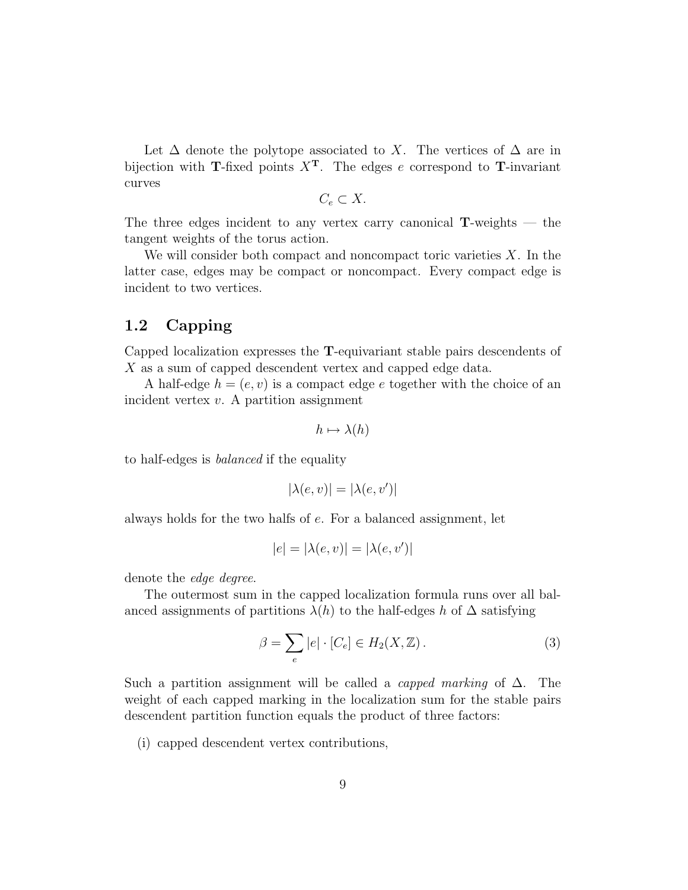Let $\Delta$ denote the polytope associated to $X$. The vertices of $\Delta$ are in bijection with $\mathbf{T}$-fixed points $X^{\mathbf{T}}$. The edges $e$ correspond to $\mathbf{T}$-invariant curves

$$C_e \subset X.$$

The three edges incident to any vertex carry canonical $\mathbf{T}$-weights — the tangent weights of the torus action.

We will consider both compact and noncompact toric varieties $X$. In the latter case, edges may be compact or noncompact. Every compact edge is incident to two vertices.

## 1.2 Capping

Capped localization expresses the $\mathbf{T}$-equivariant stable pairs descendents of $X$ as a sum of capped descendent vertex and capped edge data.

A half-edge $h = (e, v)$ is a compact edge $e$ together with the choice of an incident vertex $v$. A partition assignment

$$h \mapsto \lambda(h)$$

to half-edges is *balanced* if the equality

$$|\lambda(e, v)| = |\lambda(e, v')|$$

always holds for the two halfs of $e$. For a balanced assignment, let

$$|e| = |\lambda(e, v)| = |\lambda(e, v')|$$

denote the *edge degree*.

The outermost sum in the capped localization formula runs over all balanced assignments of partitions $\lambda(h)$ to the half-edges $h$ of $\Delta$ satisfying

$$\beta = \sum_e |e| \cdot [C_e] \in H_2(X, \mathbb{Z})\,. \tag{3}$$

Such a partition assignment will be called a *capped marking* of $\Delta$. The weight of each capped marking in the localization sum for the stable pairs descendent partition function equals the product of three factors:

(i) capped descendent vertex contributions,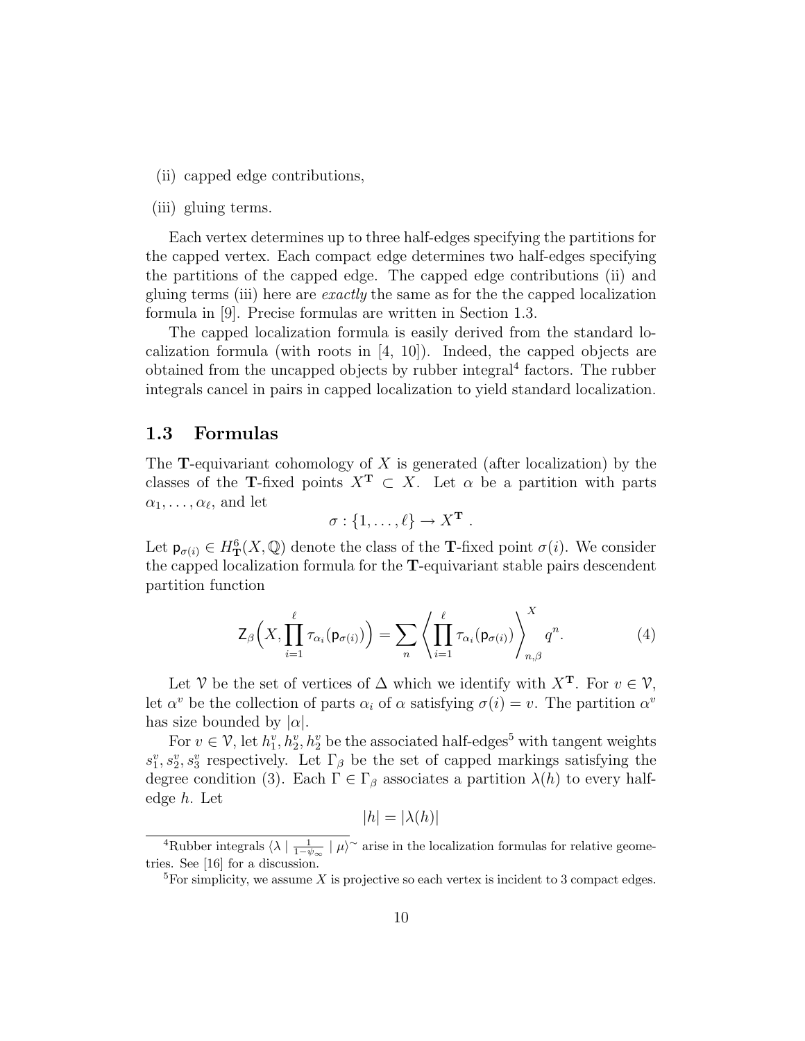(ii) capped edge contributions,

(iii) gluing terms.

Each vertex determines up to three half-edges specifying the partitions for the capped vertex. Each compact edge determines two half-edges specifying the partitions of the capped edge. The capped edge contributions (ii) and gluing terms (iii) here are *exactly* the same as for the the capped localization formula in [9]. Precise formulas are written in Section 1.3.

The capped localization formula is easily derived from the standard localization formula (with roots in [4, 10]). Indeed, the capped objects are obtained from the uncapped objects by rubber integral[4] factors. The rubber integrals cancel in pairs in capped localization to yield standard localization.

## 1.3 Formulas

The $\mathbf{T}$-equivariant cohomology of $X$ is generated (after localization) by the classes of the $\mathbf{T}$-fixed points $X^{\mathbf{T}} \subset X$. Let $\alpha$ be a partition with parts $\alpha_1, \ldots, \alpha_\ell$, and let

$$\sigma : \{1, \ldots, \ell\} \to X^{\mathbf{T}} \ .$$

Let $\mathsf{p}_{\sigma(i)} \in H^6_{\mathbf{T}}(X, \mathbb{Q})$ denote the class of the $\mathbf{T}$-fixed point $\sigma(i)$. We consider the capped localization formula for the $\mathbf{T}$-equivariant stable pairs descendent partition function

$$\mathsf{Z}_\beta\Big(X, \prod_{i=1}^{\ell} \tau_{\alpha_i}(\mathsf{p}_{\sigma(i)})\Big) = \sum_n \left\langle \prod_{i=1}^{\ell} \tau_{\alpha_i}(\mathsf{p}_{\sigma(i)}) \right\rangle^X_{n,\beta} q^n. \tag{4}$$

Let $\mathcal{V}$ be the set of vertices of $\Delta$ which we identify with $X^{\mathbf{T}}$. For $v \in \mathcal{V}$, let $\alpha^v$ be the collection of parts $\alpha_i$ of $\alpha$ satisfying $\sigma(i) = v$. The partition $\alpha^v$ has size bounded by $|\alpha|$.

For $v \in \mathcal{V}$, let $h_1^v, h_2^v, h_2^v$ be the associated half-edges[5] with tangent weights $s_1^v, s_2^v, s_3^v$ respectively. Let $\Gamma_\beta$ be the set of capped markings satisfying the degree condition (3). Each $\Gamma \in \Gamma_\beta$ associates a partition $\lambda(h)$ to every half-edge $h$. Let

$$|h| = |\lambda(h)|$$

---

[4] Rubber integrals $\langle \lambda \mid \frac{1}{1-\psi_\infty} \mid \mu \rangle^\sim$ arise in the localization formulas for relative geometries. See [16] for a discussion.

[5] For simplicity, we assume $X$ is projective so each vertex is incident to 3 compact edges.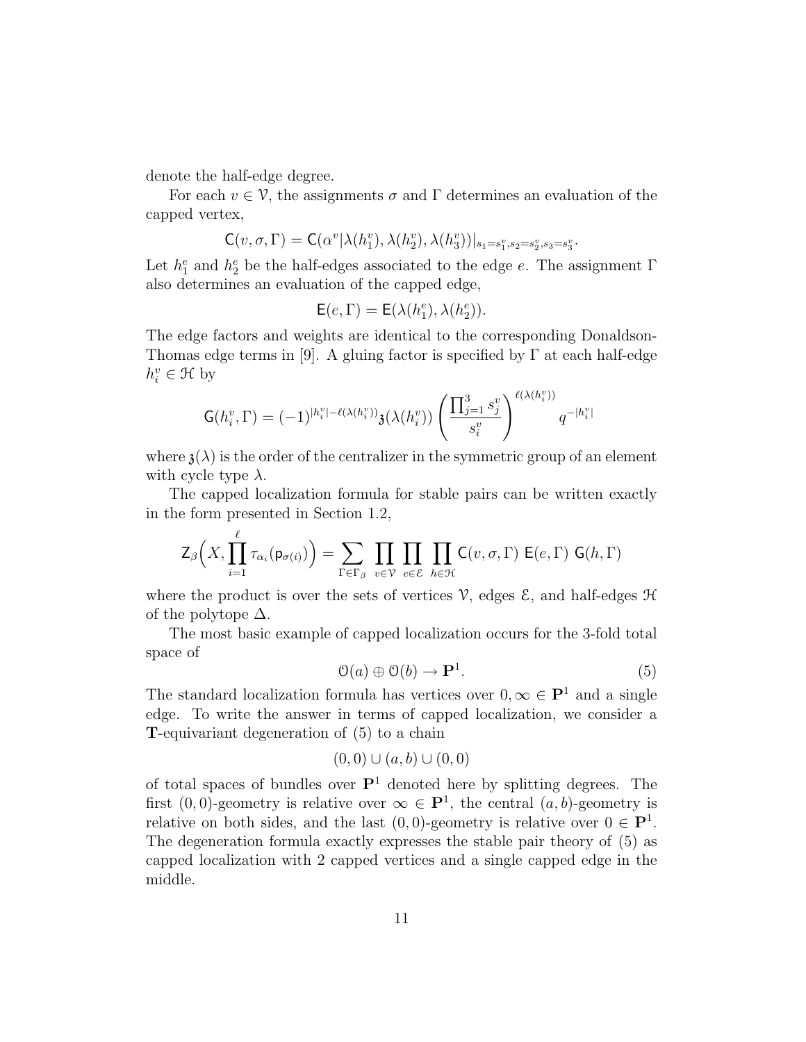denote the half-edge degree.

For each $v \in \mathcal{V}$, the assignments $\sigma$ and $\Gamma$ determines an evaluation of the capped vertex,

$$\mathsf{C}(v,\sigma,\Gamma) = \mathsf{C}(\alpha^v | \lambda(h_1^v), \lambda(h_2^v), \lambda(h_3^v))|_{s_1=s_1^v, s_2=s_2^v, s_3=s_3^v}.$$

Let $h_1^e$ and $h_2^e$ be the half-edges associated to the edge $e$. The assignment $\Gamma$ also determines an evaluation of the capped edge,

$$\mathsf{E}(e,\Gamma) = \mathsf{E}(\lambda(h_1^e), \lambda(h_2^e)).$$

The edge factors and weights are identical to the corresponding Donaldson-Thomas edge terms in [9]. A gluing factor is specified by $\Gamma$ at each half-edge $h_i^v \in \mathcal{H}$ by

$$\mathsf{G}(h_i^v, \Gamma) = (-1)^{|h_i^v| - \ell(\lambda(h_i^v))} \mathfrak{z}(\lambda(h_i^v)) \left( \frac{\prod_{j=1}^3 s_j^v}{s_i^v} \right)^{\ell(\lambda(h_i^v))} q^{-|h_i^v|}$$

where $\mathfrak{z}(\lambda)$ is the order of the centralizer in the symmetric group of an element with cycle type $\lambda$.

The capped localization formula for stable pairs can be written exactly in the form presented in Section 1.2,

$$\mathsf{Z}_\beta\Big(X, \prod_{i=1}^{\ell} \tau_{\alpha_i}(\mathsf{p}_{\sigma(i)})\Big) = \sum_{\Gamma \in \Gamma_\beta} \prod_{v \in \mathcal{V}} \prod_{e \in \mathcal{E}} \prod_{h \in \mathcal{H}} \mathsf{C}(v,\sigma,\Gamma)\ \mathsf{E}(e,\Gamma)\ \mathsf{G}(h,\Gamma)$$

where the product is over the sets of vertices $\mathcal{V}$, edges $\mathcal{E}$, and half-edges $\mathcal{H}$ of the polytope $\Delta$.

The most basic example of capped localization occurs for the 3-fold total space of

$$\mathcal{O}(a) \oplus \mathcal{O}(b) \to \mathbf{P}^1. \tag{5}$$

The standard localization formula has vertices over $0, \infty \in \mathbf{P}^1$ and a single edge. To write the answer in terms of capped localization, we consider a $\mathbf{T}$-equivariant degeneration of (5) to a chain

$$(0,0) \cup (a,b) \cup (0,0)$$

of total spaces of bundles over $\mathbf{P}^1$ denoted here by splitting degrees. The first $(0,0)$-geometry is relative over $\infty \in \mathbf{P}^1$, the central $(a,b)$-geometry is relative on both sides, and the last $(0,0)$-geometry is relative over $0 \in \mathbf{P}^1$. The degeneration formula exactly expresses the stable pair theory of (5) as capped localization with 2 capped vertices and a single capped edge in the middle.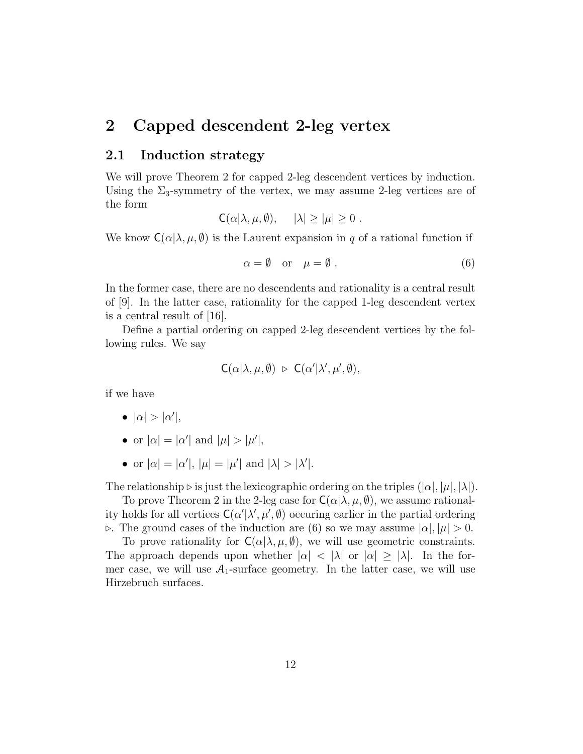# 2 Capped descendent 2-leg vertex

## 2.1 Induction strategy

We will prove Theorem 2 for capped 2-leg descendent vertices by induction. Using the $\Sigma_3$-symmetry of the vertex, we may assume 2-leg vertices are of the form

$$\mathsf{C}(\alpha|\lambda, \mu, \emptyset), \quad |\lambda| \geq |\mu| \geq 0 \ .$$

We know $\mathsf{C}(\alpha|\lambda, \mu, \emptyset)$ is the Laurent expansion in $q$ of a rational function if

$$\alpha = \emptyset \quad \text{or} \quad \mu = \emptyset \ . \tag{6}$$

In the former case, there are no descendents and rationality is a central result of [9]. In the latter case, rationality for the capped 1-leg descendent vertex is a central result of [16].

Define a partial ordering on capped 2-leg descendent vertices by the following rules. We say

$$\mathsf{C}(\alpha|\lambda, \mu, \emptyset) \ \triangleright \ \mathsf{C}(\alpha'|\lambda', \mu', \emptyset),$$

if we have

- $|\alpha| > |\alpha'|$,
- or $|\alpha| = |\alpha'|$ and $|\mu| > |\mu'|$,
- or $|\alpha| = |\alpha'|$, $|\mu| = |\mu'|$ and $|\lambda| > |\lambda'|$.

The relationship $\triangleright$ is just the lexicographic ordering on the triples $(|\alpha|, |\mu|, |\lambda|)$.

To prove Theorem 2 in the 2-leg case for $\mathsf{C}(\alpha|\lambda, \mu, \emptyset)$, we assume rationality holds for all vertices $\mathsf{C}(\alpha'|\lambda', \mu', \emptyset)$ occuring earlier in the partial ordering $\triangleright$. The ground cases of the induction are (6) so we may assume $|\alpha|, |\mu| > 0$.

To prove rationality for $\mathsf{C}(\alpha|\lambda, \mu, \emptyset)$, we will use geometric constraints. The approach depends upon whether $|\alpha| < |\lambda|$ or $|\alpha| \geq |\lambda|$. In the former case, we will use $\mathcal{A}_1$-surface geometry. In the latter case, we will use Hirzebruch surfaces.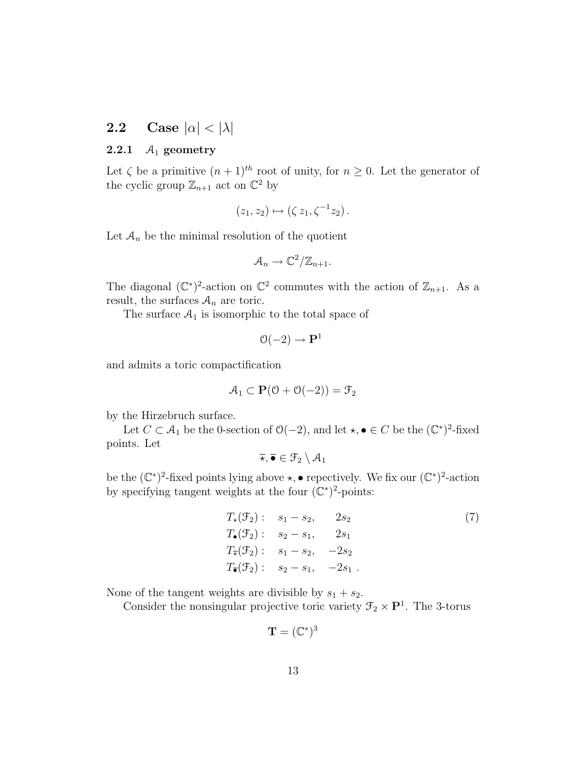## 2.2 Case $|\alpha| < |\lambda|$

### 2.2.1 $\mathcal{A}_1$ geometry

Let $\zeta$ be a primitive $(n+1)^{th}$ root of unity, for $n \geq 0$. Let the generator of the cyclic group $\mathbb{Z}_{n+1}$ act on $\mathbb{C}^2$ by

$$(z_1, z_2) \mapsto (\zeta\, z_1, \zeta^{-1} z_2)\,.$$

Let $\mathcal{A}_n$ be the minimal resolution of the quotient

$$\mathcal{A}_n \to \mathbb{C}^2/\mathbb{Z}_{n+1}.$$

The diagonal $(\mathbb{C}^*)^2$-action on $\mathbb{C}^2$ commutes with the action of $\mathbb{Z}_{n+1}$. As a result, the surfaces $\mathcal{A}_n$ are toric.

The surface $\mathcal{A}_1$ is isomorphic to the total space of

$$\mathcal{O}(-2) \to \mathbf{P}^1$$

and admits a toric compactification

$$\mathcal{A}_1 \subset \mathbf{P}(\mathcal{O} + \mathcal{O}(-2)) = \mathcal{F}_2$$

by the Hirzebruch surface.

Let $C \subset \mathcal{A}_1$ be the 0-section of $\mathcal{O}(-2)$, and let $\star, \bullet \in C$ be the $(\mathbb{C}^*)^2$-fixed points. Let

$$\overline{\star}, \overline{\bullet} \in \mathcal{F}_2 \setminus \mathcal{A}_1$$

be the $(\mathbb{C}^*)^2$-fixed points lying above $\star, \bullet$ repectively. We fix our $(\mathbb{C}^*)^2$-action by specifying tangent weights at the four $(\mathbb{C}^*)^2$-points:

$$\begin{aligned}
T_\star(\mathcal{F}_2):&\quad s_1 - s_2, \quad\ \ 2s_2 \\
T_\bullet(\mathcal{F}_2):&\quad s_2 - s_1, \quad\ \ 2s_1 \\
T_{\overline{\star}}(\mathcal{F}_2):&\quad s_1 - s_2, \quad -2s_2 \\
T_{\overline{\bullet}}(\mathcal{F}_2):&\quad s_2 - s_1, \quad -2s_1\ .
\end{aligned} \tag{7}$$

None of the tangent weights are divisible by $s_1 + s_2$.

Consider the nonsingular projective toric variety $\mathcal{F}_2 \times \mathbf{P}^1$. The 3-torus

$$\mathbf{T} = (\mathbb{C}^*)^3$$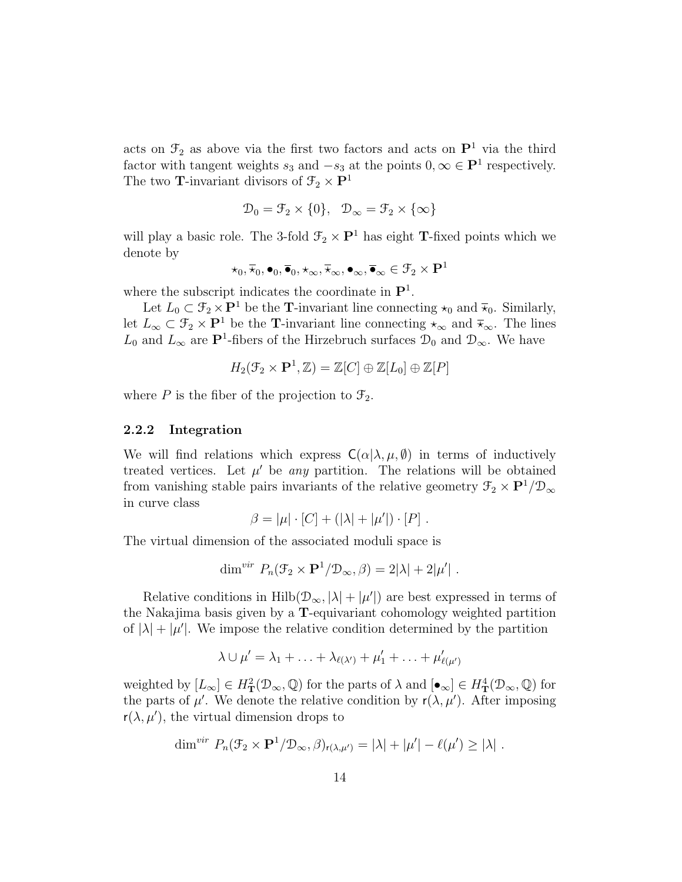acts on $\mathcal{F}_2$ as above via the first two factors and acts on $\mathbf{P}^1$ via the third factor with tangent weights $s_3$ and $-s_3$ at the points $0, \infty \in \mathbf{P}^1$ respectively. The two $\mathbf{T}$-invariant divisors of $\mathcal{F}_2 \times \mathbf{P}^1$

$$\mathcal{D}_0 = \mathcal{F}_2 \times \{0\}, \quad \mathcal{D}_\infty = \mathcal{F}_2 \times \{\infty\}$$

will play a basic role. The 3-fold $\mathcal{F}_2 \times \mathbf{P}^1$ has eight $\mathbf{T}$-fixed points which we denote by

$$\star_0, \overline{\star}_0, \bullet_0, \overline{\bullet}_0, \star_\infty, \overline{\star}_\infty, \bullet_\infty, \overline{\bullet}_\infty \in \mathcal{F}_2 \times \mathbf{P}^1$$

where the subscript indicates the coordinate in $\mathbf{P}^1$.

Let $L_0 \subset \mathcal{F}_2 \times \mathbf{P}^1$ be the $\mathbf{T}$-invariant line connecting $\star_0$ and $\overline{\star}_0$. Similarly, let $L_\infty \subset \mathcal{F}_2 \times \mathbf{P}^1$ be the $\mathbf{T}$-invariant line connecting $\star_\infty$ and $\overline{\star}_\infty$. The lines $L_0$ and $L_\infty$ are $\mathbf{P}^1$-fibers of the Hirzebruch surfaces $\mathcal{D}_0$ and $\mathcal{D}_\infty$. We have

$$H_2(\mathcal{F}_2 \times \mathbf{P}^1, \mathbb{Z}) = \mathbb{Z}[C] \oplus \mathbb{Z}[L_0] \oplus \mathbb{Z}[P]$$

where $P$ is the fiber of the projection to $\mathcal{F}_2$.

### 2.2.2 Integration

We will find relations which express $\mathsf{C}(\alpha|\lambda, \mu, \emptyset)$ in terms of inductively treated vertices. Let $\mu'$ be *any* partition. The relations will be obtained from vanishing stable pairs invariants of the relative geometry $\mathcal{F}_2 \times \mathbf{P}^1/\mathcal{D}_\infty$ in curve class

$$\beta = |\mu| \cdot [C] + (|\lambda| + |\mu'|) \cdot [P] \ .$$

The virtual dimension of the associated moduli space is

$$\dim^{vir} \, P_n(\mathcal{F}_2 \times \mathbf{P}^1/\mathcal{D}_\infty, \beta) = 2|\lambda| + 2|\mu'| \ .$$

Relative conditions in $\mathrm{Hilb}(\mathcal{D}_\infty, |\lambda| + |\mu'|)$ are best expressed in terms of the Nakajima basis given by a $\mathbf{T}$-equivariant cohomology weighted partition of $|\lambda| + |\mu'|$. We impose the relative condition determined by the partition

$$\lambda \cup \mu' = \lambda_1 + \ldots + \lambda_{\ell(\lambda')} + \mu'_1 + \ldots + \mu'_{\ell(\mu')}$$

weighted by $[L_\infty] \in H^2_{\mathbf{T}}(\mathcal{D}_\infty, \mathbb{Q})$ for the parts of $\lambda$ and $[\bullet_\infty] \in H^4_{\mathbf{T}}(\mathcal{D}_\infty, \mathbb{Q})$ for the parts of $\mu'$. We denote the relative condition by $\mathsf{r}(\lambda, \mu')$. After imposing $\mathsf{r}(\lambda, \mu')$, the virtual dimension drops to

$$\dim^{vir} \, P_n(\mathcal{F}_2 \times \mathbf{P}^1/\mathcal{D}_\infty, \beta)_{\mathsf{r}(\lambda,\mu')} = |\lambda| + |\mu'| - \ell(\mu') \geq |\lambda| \ .$$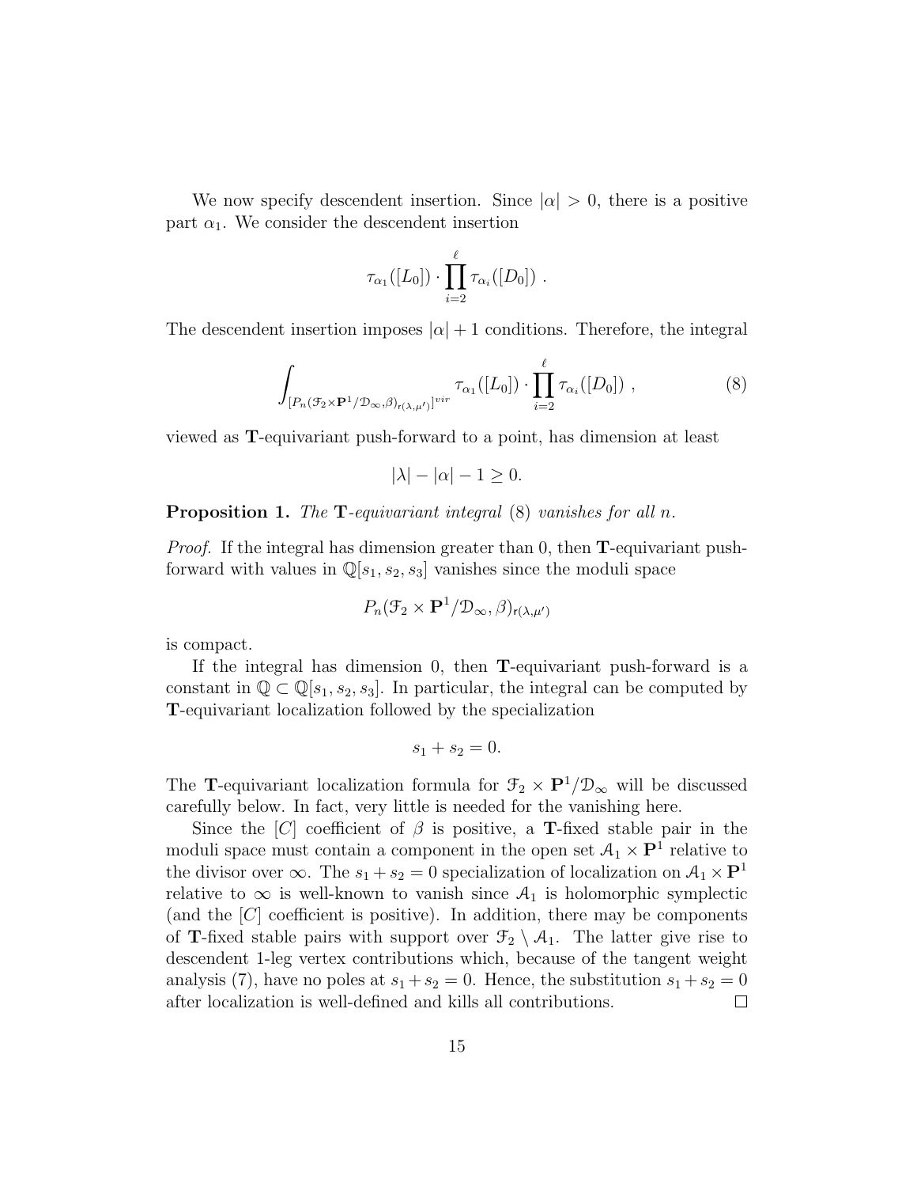We now specify descendent insertion. Since $|\alpha| > 0$, there is a positive part $\alpha_1$. We consider the descendent insertion

$$\tau_{\alpha_1}([L_0]) \cdot \prod_{i=2}^{\ell} \tau_{\alpha_i}([D_0]) \ .$$

The descendent insertion imposes $|\alpha| + 1$ conditions. Therefore, the integral

$$\int_{[P_n(\mathcal{F}_2 \times \mathbf{P}^1/\mathcal{D}_\infty, \beta)_{\mathsf{r}(\lambda,\mu')}]^{vir}} \tau_{\alpha_1}([L_0]) \cdot \prod_{i=2}^{\ell} \tau_{\alpha_i}([D_0]) \ , \tag{8}$$

viewed as $\mathbf{T}$-equivariant push-forward to a point, has dimension at least

$$|\lambda| - |\alpha| - 1 \geq 0.$$

**Proposition 1.** *The* $\mathbf{T}$*-equivariant integral* (8) *vanishes for all* $n$.

*Proof.* If the integral has dimension greater than 0, then $\mathbf{T}$-equivariant push-forward with values in $\mathbb{Q}[s_1, s_2, s_3]$ vanishes since the moduli space

$$P_n(\mathcal{F}_2 \times \mathbf{P}^1/\mathcal{D}_\infty, \beta)_{\mathsf{r}(\lambda,\mu')}$$

is compact.

If the integral has dimension 0, then $\mathbf{T}$-equivariant push-forward is a constant in $\mathbb{Q} \subset \mathbb{Q}[s_1, s_2, s_3]$. In particular, the integral can be computed by $\mathbf{T}$-equivariant localization followed by the specialization

$$s_1 + s_2 = 0.$$

The $\mathbf{T}$-equivariant localization formula for $\mathcal{F}_2 \times \mathbf{P}^1/\mathcal{D}_\infty$ will be discussed carefully below. In fact, very little is needed for the vanishing here.

Since the $[C]$ coefficient of $\beta$ is positive, a $\mathbf{T}$-fixed stable pair in the moduli space must contain a component in the open set $\mathcal{A}_1 \times \mathbf{P}^1$ relative to the divisor over $\infty$. The $s_1 + s_2 = 0$ specialization of localization on $\mathcal{A}_1 \times \mathbf{P}^1$ relative to $\infty$ is well-known to vanish since $\mathcal{A}_1$ is holomorphic symplectic (and the $[C]$ coefficient is positive). In addition, there may be components of $\mathbf{T}$-fixed stable pairs with support over $\mathcal{F}_2 \setminus \mathcal{A}_1$. The latter give rise to descendent 1-leg vertex contributions which, because of the tangent weight analysis (7), have no poles at $s_1 + s_2 = 0$. Hence, the substitution $s_1 + s_2 = 0$ after localization is well-defined and kills all contributions. $\square$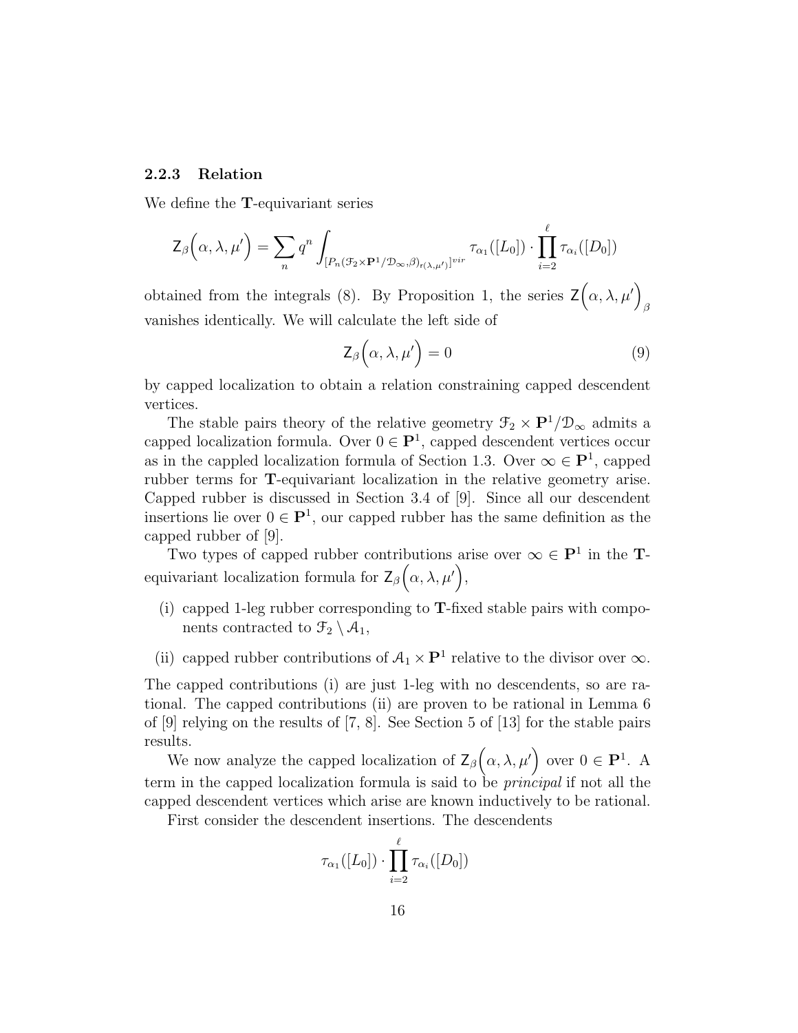#### 2.2.3 Relation

We define the $\mathbf{T}$-equivariant series

$$\mathsf{Z}_\beta\Big(\alpha, \lambda, \mu'\Big) = \sum_n q^n \int_{[P_n(\mathcal{F}_2 \times \mathbf{P}^1/\mathcal{D}_\infty, \beta)_{r(\lambda,\mu')}]^{vir}} \tau_{\alpha_1}([L_0]) \cdot \prod_{i=2}^{\ell} \tau_{\alpha_i}([D_0])$$

obtained from the integrals (8). By Proposition 1, the series $\mathsf{Z}\Big(\alpha, \lambda, \mu'\Big)_\beta$ vanishes identically. We will calculate the left side of

$$\mathsf{Z}_\beta\Big(\alpha, \lambda, \mu'\Big) = 0 \tag{9}$$

by capped localization to obtain a relation constraining capped descendent vertices.

The stable pairs theory of the relative geometry $\mathcal{F}_2 \times \mathbf{P}^1/\mathcal{D}_\infty$ admits a capped localization formula. Over $0 \in \mathbf{P}^1$, capped descendent vertices occur as in the cappled localization formula of Section 1.3. Over $\infty \in \mathbf{P}^1$, capped rubber terms for $\mathbf{T}$-equivariant localization in the relative geometry arise. Capped rubber is discussed in Section 3.4 of [9]. Since all our descendent insertions lie over $0 \in \mathbf{P}^1$, our capped rubber has the same definition as the capped rubber of [9].

Two types of capped rubber contributions arise over $\infty \in \mathbf{P}^1$ in the $\mathbf{T}$-equivariant localization formula for $\mathsf{Z}_\beta\Big(\alpha, \lambda, \mu'\Big)$,

- (i) capped 1-leg rubber corresponding to $\mathbf{T}$-fixed stable pairs with components contracted to $\mathcal{F}_2 \setminus \mathcal{A}_1$,
- (ii) capped rubber contributions of $\mathcal{A}_1 \times \mathbf{P}^1$ relative to the divisor over $\infty$.

The capped contributions (i) are just 1-leg with no descendents, so are rational. The capped contributions (ii) are proven to be rational in Lemma 6 of [9] relying on the results of [7, 8]. See Section 5 of [13] for the stable pairs results.

We now analyze the capped localization of $\mathsf{Z}_\beta\Big(\alpha, \lambda, \mu'\Big)$ over $0 \in \mathbf{P}^1$. A term in the capped localization formula is said to be *principal* if not all the capped descendent vertices which arise are known inductively to be rational.

First consider the descendent insertions. The descendents

$$\tau_{\alpha_1}([L_0]) \cdot \prod_{i=2}^{\ell} \tau_{\alpha_i}([D_0])$$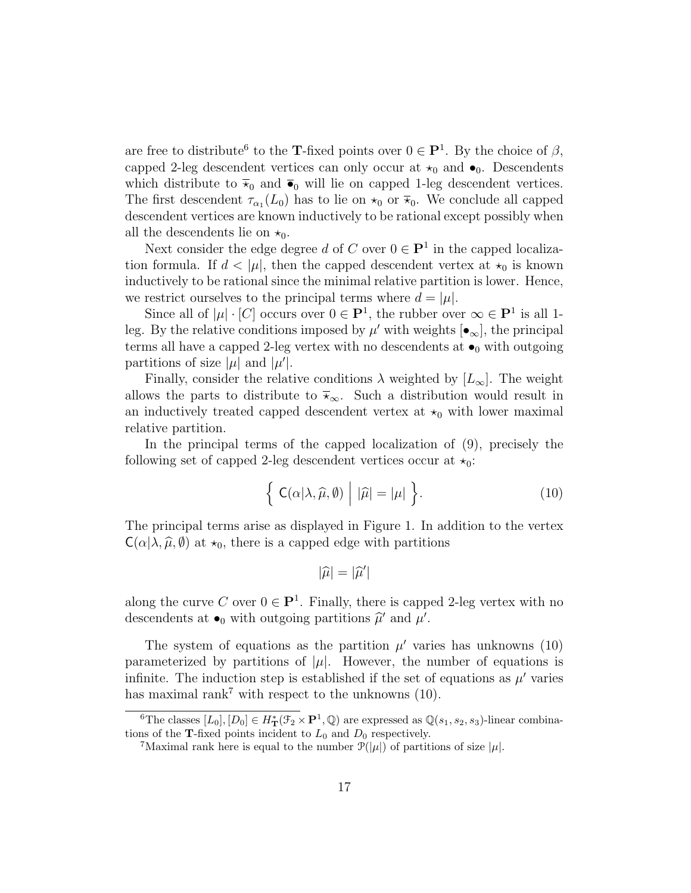are free to distribute[6] to the $\mathbf{T}$-fixed points over $0 \in \mathbf{P}^1$. By the choice of $\beta$, capped 2-leg descendent vertices can only occur at $\star_0$ and $\bullet_0$. Descendents which distribute to $\overline{\star}_0$ and $\overline{\bullet}_0$ will lie on capped 1-leg descendent vertices. The first descendent $\tau_{\alpha_1}(L_0)$ has to lie on $\star_0$ or $\overline{\star}_0$. We conclude all capped descendent vertices are known inductively to be rational except possibly when all the descendents lie on $\star_0$.

Next consider the edge degree $d$ of $C$ over $0 \in \mathbf{P}^1$ in the capped localization formula. If $d < |\mu|$, then the capped descendent vertex at $\star_0$ is known inductively to be rational since the minimal relative partition is lower. Hence, we restrict ourselves to the principal terms where $d = |\mu|$.

Since all of $|\mu| \cdot [C]$ occurs over $0 \in \mathbf{P}^1$, the rubber over $\infty \in \mathbf{P}^1$ is all 1-leg. By the relative conditions imposed by $\mu'$ with weights $[\bullet_\infty]$, the principal terms all have a capped 2-leg vertex with no descendents at $\bullet_0$ with outgoing partitions of size $|\mu|$ and $|\mu'|$.

Finally, consider the relative conditions $\lambda$ weighted by $[L_\infty]$. The weight allows the parts to distribute to $\overline{\star}_\infty$. Such a distribution would result in an inductively treated capped descendent vertex at $\star_0$ with lower maximal relative partition.

In the principal terms of the capped localization of (9), precisely the following set of capped 2-leg descendent vertices occur at $\star_0$:

$$\Big\{ \; \mathsf{C}(\alpha|\lambda, \widehat{\mu}, \emptyset) \; \Big| \; |\widehat{\mu}| = |\mu| \; \Big\}. \tag{10}$$

The principal terms arise as displayed in Figure 1. In addition to the vertex $\mathsf{C}(\alpha|\lambda, \widehat{\mu}, \emptyset)$ at $\star_0$, there is a capped edge with partitions

$$|\widehat{\mu}| = |\widehat{\mu}'|$$

along the curve $C$ over $0 \in \mathbf{P}^1$. Finally, there is capped 2-leg vertex with no descendents at $\bullet_0$ with outgoing partitions $\widehat{\mu}'$ and $\mu'$.

The system of equations as the partition $\mu'$ varies has unknowns (10) parameterized by partitions of $|\mu|$. However, the number of equations is infinite. The induction step is established if the set of equations as $\mu'$ varies has maximal rank[7] with respect to the unknowns (10).

[6] The classes $[L_0], [D_0] \in H^*_{\mathbf{T}}(\mathcal{F}_2 \times \mathbf{P}^1, \mathbb{Q})$ are expressed as $\mathbb{Q}(s_1, s_2, s_3)$-linear combinations of the $\mathbf{T}$-fixed points incident to $L_0$ and $D_0$ respectively.

[7] Maximal rank here is equal to the number $\mathcal{P}(|\mu|)$ of partitions of size $|\mu|$.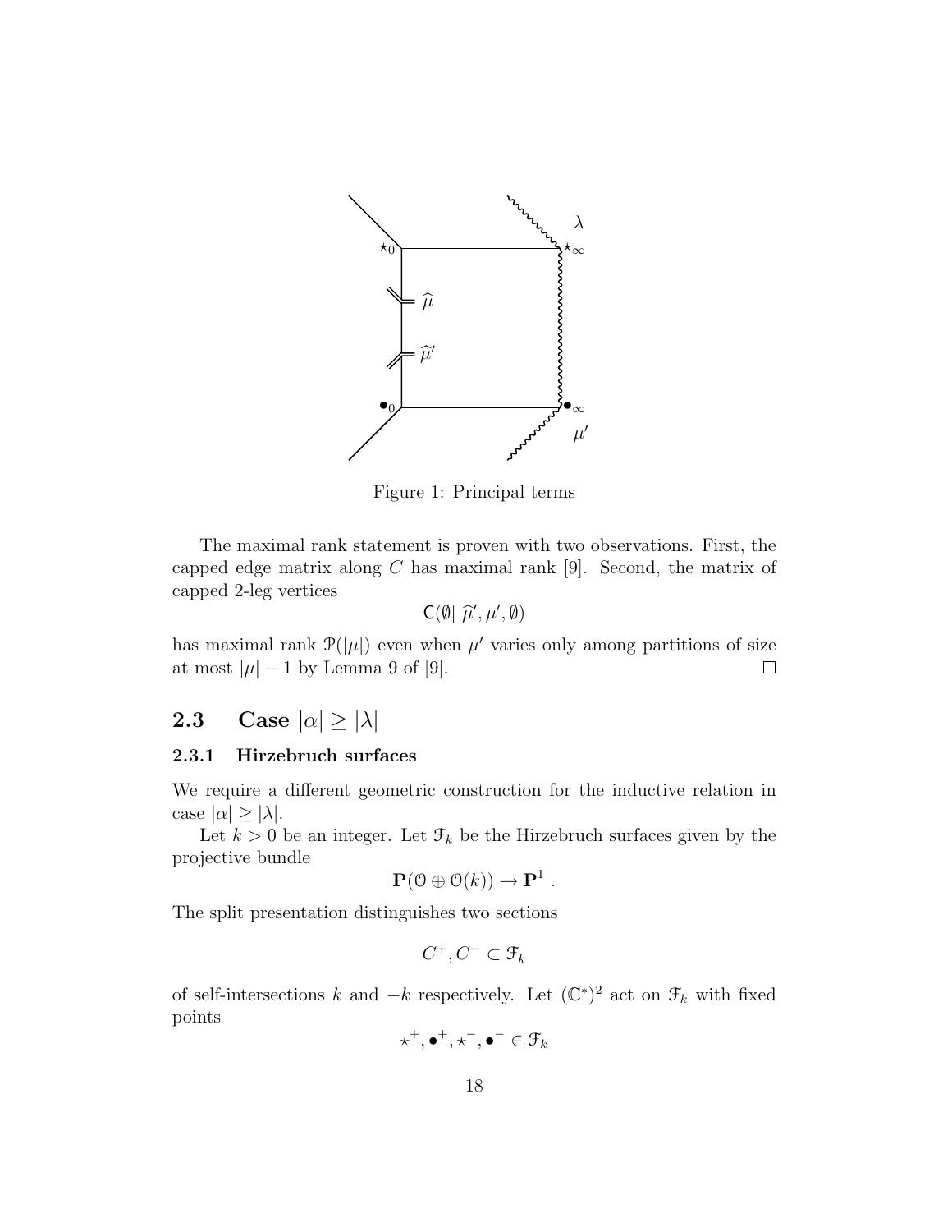Figure 1: Principal terms

The maximal rank statement is proven with two observations. First, the capped edge matrix along $C$ has maximal rank [9]. Second, the matrix of capped 2-leg vertices

$$\mathsf{C}(\emptyset|\ \widehat{\mu}', \mu', \emptyset)$$

has maximal rank $\mathcal{P}(|\mu|)$ even when $\mu'$ varies only among partitions of size at most $|\mu| - 1$ by Lemma 9 of [9]. $\square$

## 2.3 Case $|\alpha| \geq |\lambda|$

### 2.3.1 Hirzebruch surfaces

We require a different geometric construction for the inductive relation in case $|\alpha| \geq |\lambda|$.

Let $k > 0$ be an integer. Let $\mathcal{F}_k$ be the Hirzebruch surfaces given by the projective bundle

$$\mathbf{P}(\mathcal{O} \oplus \mathcal{O}(k)) \to \mathbf{P}^1 \ .$$

The split presentation distinguishes two sections

$$C^+, C^- \subset \mathcal{F}_k$$

of self-intersections $k$ and $-k$ respectively. Let $(\mathbb{C}^*)^2$ act on $\mathcal{F}_k$ with fixed points

$$\star^+, \bullet^+, \star^-, \bullet^- \in \mathcal{F}_k$$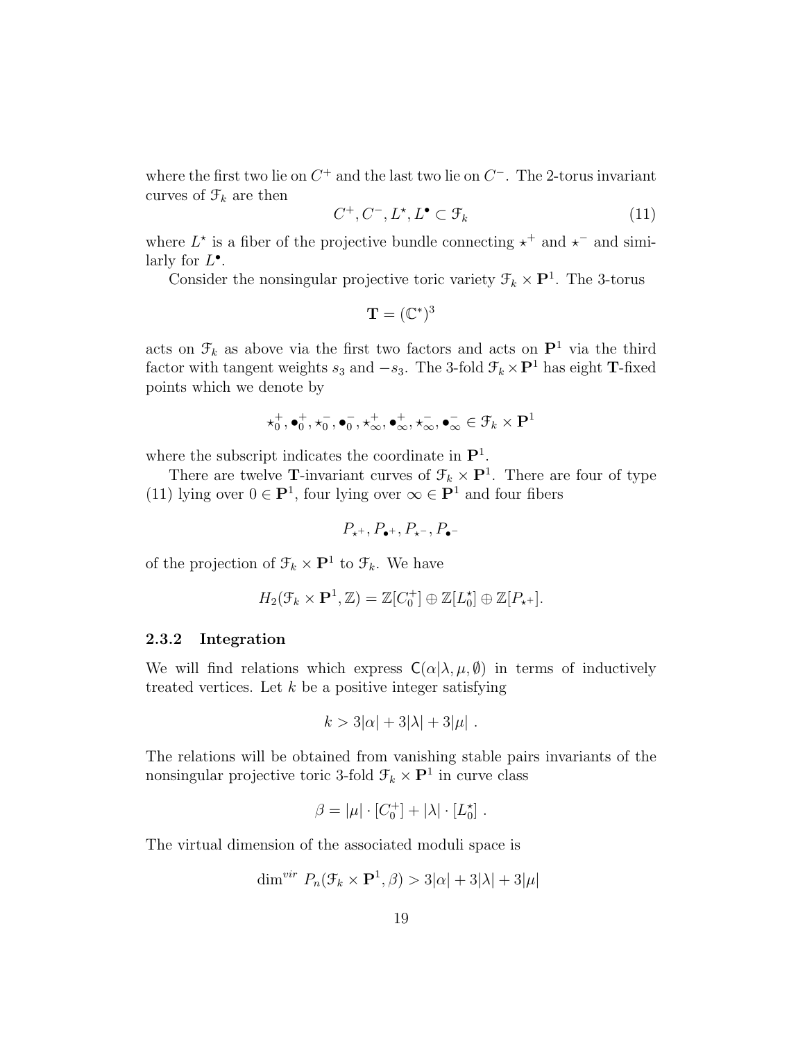where the first two lie on $C^+$ and the last two lie on $C^-$. The 2-torus invariant curves of $\mathcal{F}_k$ are then

$$C^+, C^-, L^\star, L^\bullet \subset \mathcal{F}_k \tag{11}$$

where $L^\star$ is a fiber of the projective bundle connecting $\star^+$ and $\star^-$ and similarly for $L^\bullet$.

Consider the nonsingular projective toric variety $\mathcal{F}_k \times \mathbf{P}^1$. The 3-torus

$$\mathbf{T} = (\mathbb{C}^*)^3$$

acts on $\mathcal{F}_k$ as above via the first two factors and acts on $\mathbf{P}^1$ via the third factor with tangent weights $s_3$ and $-s_3$. The 3-fold $\mathcal{F}_k \times \mathbf{P}^1$ has eight $\mathbf{T}$-fixed points which we denote by

$$\star_0^+, \bullet_0^+, \star_0^-, \bullet_0^-, \star_\infty^+, \bullet_\infty^+, \star_\infty^-, \bullet_\infty^- \in \mathcal{F}_k \times \mathbf{P}^1$$

where the subscript indicates the coordinate in $\mathbf{P}^1$.

There are twelve $\mathbf{T}$-invariant curves of $\mathcal{F}_k \times \mathbf{P}^1$. There are four of type (11) lying over $0 \in \mathbf{P}^1$, four lying over $\infty \in \mathbf{P}^1$ and four fibers

$$P_{\star^+}, P_{\bullet^+}, P_{\star^-}, P_{\bullet^-}$$

of the projection of $\mathcal{F}_k \times \mathbf{P}^1$ to $\mathcal{F}_k$. We have

$$H_2(\mathcal{F}_k \times \mathbf{P}^1, \mathbb{Z}) = \mathbb{Z}[C_0^+] \oplus \mathbb{Z}[L_0^\star] \oplus \mathbb{Z}[P_{\star^+}].$$

### 2.3.2 Integration

We will find relations which express $\mathsf{C}(\alpha|\lambda, \mu, \emptyset)$ in terms of inductively treated vertices. Let $k$ be a positive integer satisfying

$$k > 3|\alpha| + 3|\lambda| + 3|\mu| \ .$$

The relations will be obtained from vanishing stable pairs invariants of the nonsingular projective toric 3-fold $\mathcal{F}_k \times \mathbf{P}^1$ in curve class

$$\beta = |\mu| \cdot [C_0^+] + |\lambda| \cdot [L_0^\star] \ .$$

The virtual dimension of the associated moduli space is

$$\dim^{vir} \ P_n(\mathcal{F}_k \times \mathbf{P}^1, \beta) > 3|\alpha| + 3|\lambda| + 3|\mu|$$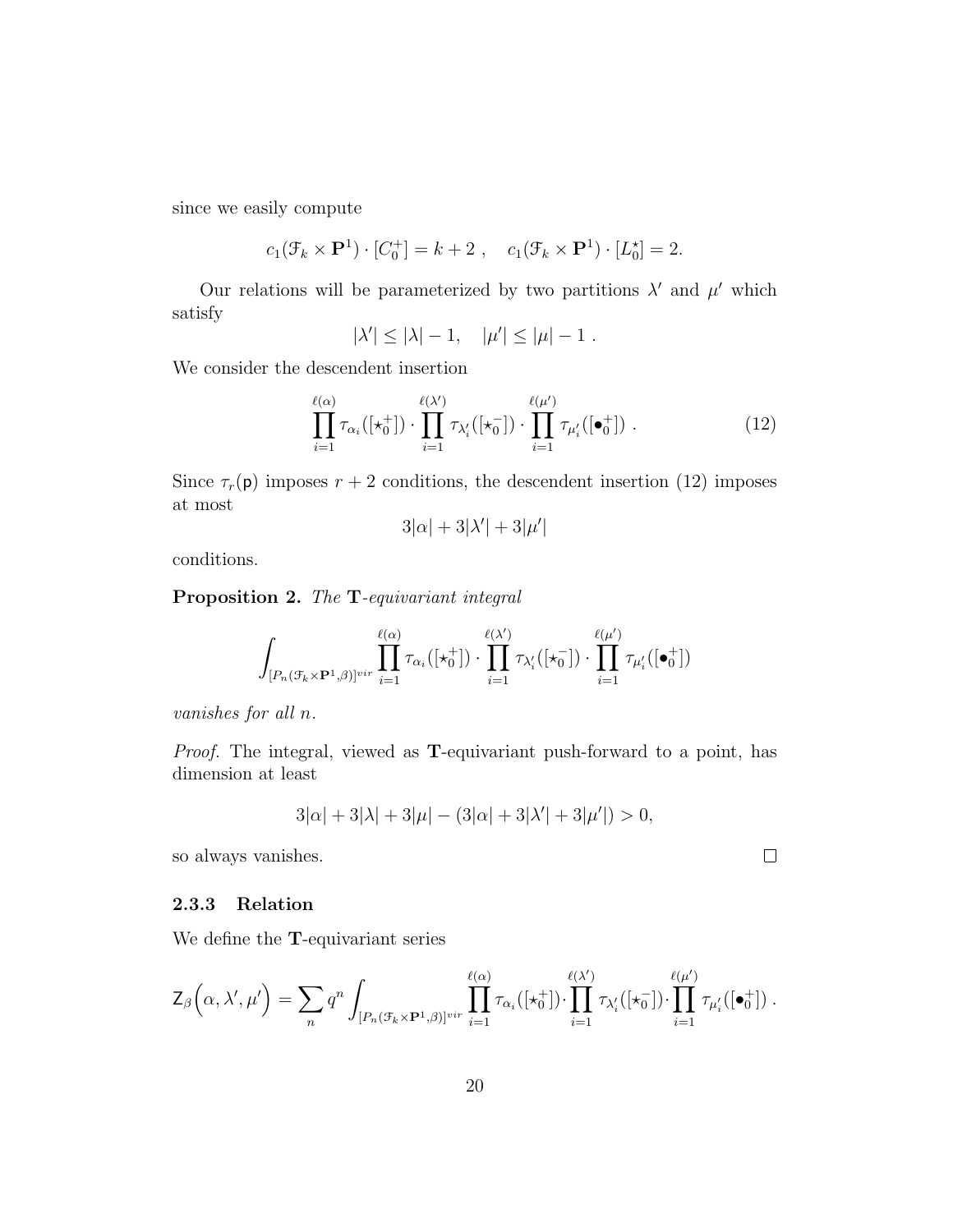since we easily compute

$$c_1(\mathcal{F}_k \times \mathbf{P}^1) \cdot [C_0^+] = k+2 \ , \quad c_1(\mathcal{F}_k \times \mathbf{P}^1) \cdot [L_0^\star] = 2.$$

Our relations will be parameterized by two partitions $\lambda'$ and $\mu'$ which satisfy

$$|\lambda'| \leq |\lambda| - 1, \quad |\mu'| \leq |\mu| - 1 \ .$$

We consider the descendent insertion

$$\prod_{i=1}^{\ell(\alpha)} \tau_{\alpha_i}([\star_0^+]) \cdot \prod_{i=1}^{\ell(\lambda')} \tau_{\lambda'_i}([\star_0^-]) \cdot \prod_{i=1}^{\ell(\mu')} \tau_{\mu'_i}([\bullet_0^+]) \ . \tag{12}$$

Since $\tau_r(\mathsf{p})$ imposes $r+2$ conditions, the descendent insertion (12) imposes at most

$$3|\alpha| + 3|\lambda'| + 3|\mu'|$$

conditions.

**Proposition 2.** *The* $\mathbf{T}$*-equivariant integral*

$$\int_{[P_n(\mathcal{F}_k \times \mathbf{P}^1, \beta)]^{vir}} \prod_{i=1}^{\ell(\alpha)} \tau_{\alpha_i}([\star_0^+]) \cdot \prod_{i=1}^{\ell(\lambda')} \tau_{\lambda'_i}([\star_0^-]) \cdot \prod_{i=1}^{\ell(\mu')} \tau_{\mu'_i}([\bullet_0^+])$$

*vanishes for all* $n$*.*

*Proof.* The integral, viewed as $\mathbf{T}$-equivariant push-forward to a point, has dimension at least

$$3|\alpha| + 3|\lambda| + 3|\mu| - (3|\alpha| + 3|\lambda'| + 3|\mu'|) > 0,$$

so always vanishes. $\square$

### 2.3.3 Relation

We define the $\mathbf{T}$-equivariant series

$$\mathsf{Z}_\beta\Big(\alpha, \lambda', \mu'\Big) = \sum_n q^n \int_{[P_n(\mathcal{F}_k \times \mathbf{P}^1, \beta)]^{vir}} \prod_{i=1}^{\ell(\alpha)} \tau_{\alpha_i}([\star_0^+]) \cdot \prod_{i=1}^{\ell(\lambda')} \tau_{\lambda'_i}([\star_0^-]) \cdot \prod_{i=1}^{\ell(\mu')} \tau_{\mu'_i}([\bullet_0^+]) \ .$$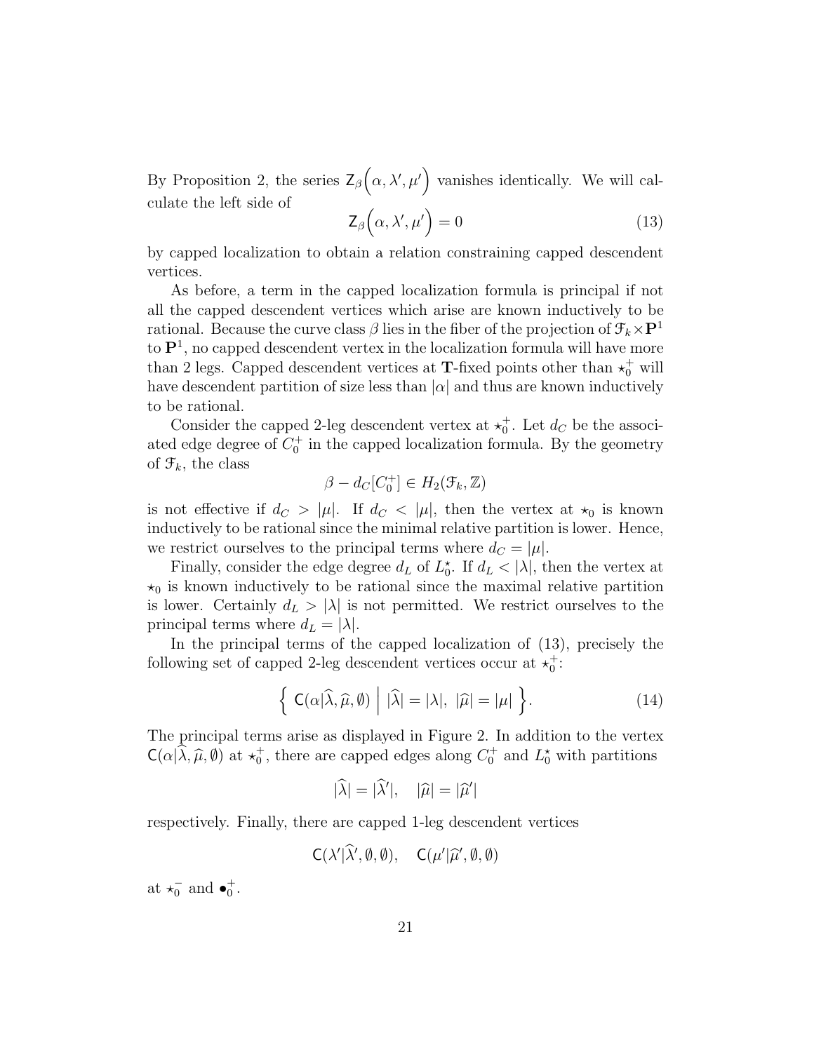By Proposition 2, the series $\mathsf{Z}_\beta\Big(\alpha, \lambda', \mu'\Big)$ vanishes identically. We will calculate the left side of

$$\mathsf{Z}_\beta\Big(\alpha, \lambda', \mu'\Big) = 0 \tag{13}$$

by capped localization to obtain a relation constraining capped descendent vertices.

As before, a term in the capped localization formula is principal if not all the capped descendent vertices which arise are known inductively to be rational. Because the curve class $\beta$ lies in the fiber of the projection of $\mathcal{F}_k \times \mathbf{P}^1$ to $\mathbf{P}^1$, no capped descendent vertex in the localization formula will have more than 2 legs. Capped descendent vertices at $\mathbf{T}$-fixed points other than $\star_0^+$ will have descendent partition of size less than $|\alpha|$ and thus are known inductively to be rational.

Consider the capped 2-leg descendent vertex at $\star_0^+$. Let $d_C$ be the associated edge degree of $C_0^+$ in the capped localization formula. By the geometry of $\mathcal{F}_k$, the class

$$\beta - d_C[C_0^+] \in H_2(\mathcal{F}_k, \mathbb{Z})$$

is not effective if $d_C > |\mu|$. If $d_C < |\mu|$, then the vertex at $\star_0$ is known inductively to be rational since the minimal relative partition is lower. Hence, we restrict ourselves to the principal terms where $d_C = |\mu|$.

Finally, consider the edge degree $d_L$ of $L_0^\star$. If $d_L < |\lambda|$, then the vertex at $\star_0$ is known inductively to be rational since the maximal relative partition is lower. Certainly $d_L > |\lambda|$ is not permitted. We restrict ourselves to the principal terms where $d_L = |\lambda|$.

In the principal terms of the capped localization of (13), precisely the following set of capped 2-leg descendent vertices occur at $\star_0^+$:

$$\Big\{\ \mathsf{C}(\alpha|\widehat{\lambda}, \widehat{\mu}, \emptyset)\ \Big|\ |\widehat{\lambda}| = |\lambda|,\ |\widehat{\mu}| = |\mu|\ \Big\}. \tag{14}$$

The principal terms arise as displayed in Figure 2. In addition to the vertex $\mathsf{C}(\alpha|\widehat{\lambda}, \widehat{\mu}, \emptyset)$ at $\star_0^+$, there are capped edges along $C_0^+$ and $L_0^\star$ with partitions

$$|\widehat{\lambda}| = |\widehat{\lambda}'|, \quad |\widehat{\mu}| = |\widehat{\mu}'|$$

respectively. Finally, there are capped 1-leg descendent vertices

$$\mathsf{C}(\lambda'|\widehat{\lambda}', \emptyset, \emptyset), \quad \mathsf{C}(\mu'|\widehat{\mu}', \emptyset, \emptyset)$$

at $\star_0^-$ and $\bullet_0^+$.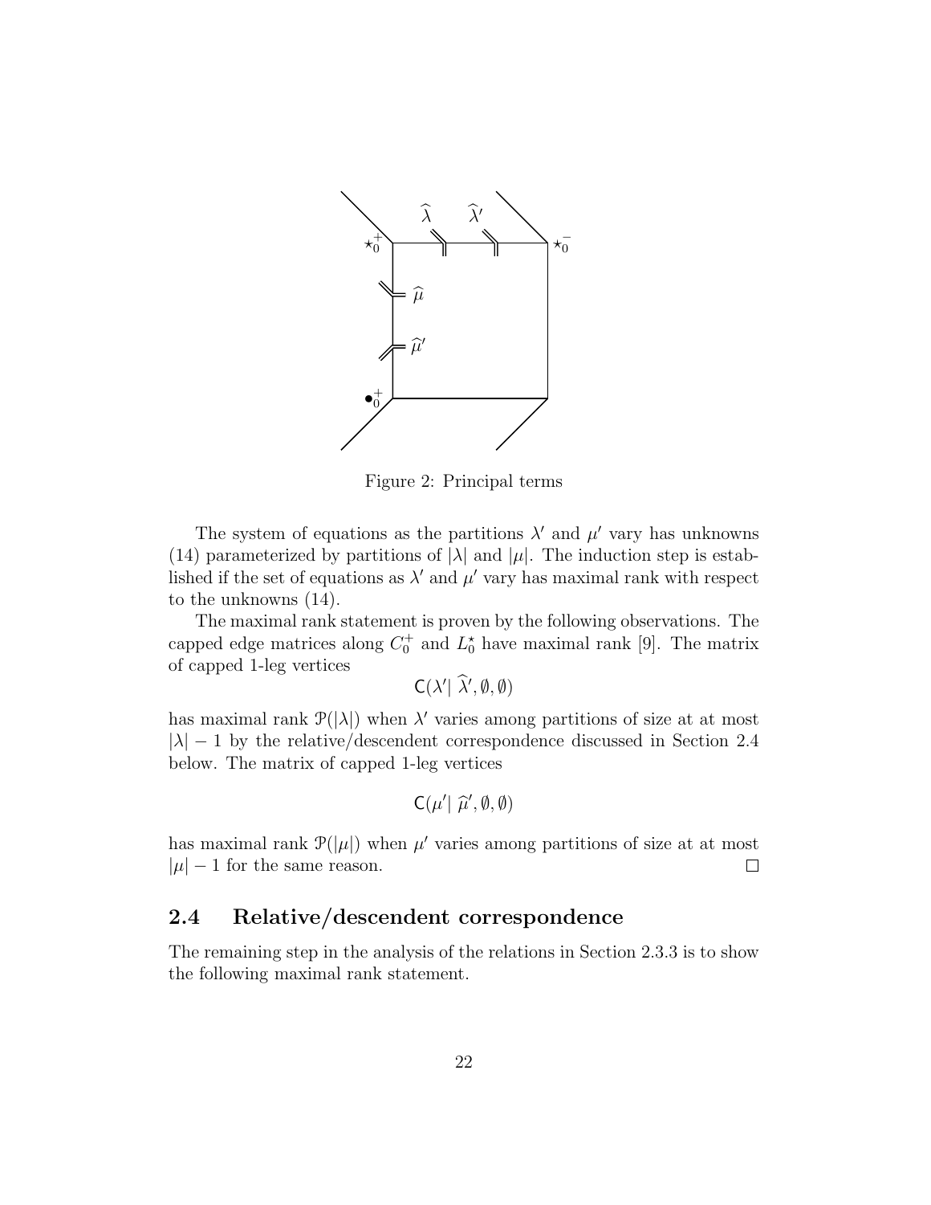Figure 2: Principal terms

The system of equations as the partitions $\lambda'$ and $\mu'$ vary has unknowns (14) parameterized by partitions of $|\lambda|$ and $|\mu|$. The induction step is established if the set of equations as $\lambda'$ and $\mu'$ vary has maximal rank with respect to the unknowns (14).

The maximal rank statement is proven by the following observations. The capped edge matrices along $C_0^+$ and $L_0^\star$ have maximal rank [9]. The matrix of capped 1-leg vertices

$$\mathsf{C}(\lambda' |\ \widehat{\lambda}', \emptyset, \emptyset)$$

has maximal rank $\mathcal{P}(|\lambda|)$ when $\lambda'$ varies among partitions of size at at most $|\lambda| - 1$ by the relative/descendent correspondence discussed in Section 2.4 below. The matrix of capped 1-leg vertices

$$\mathsf{C}(\mu' |\ \widehat{\mu}', \emptyset, \emptyset)$$

has maximal rank $\mathcal{P}(|\mu|)$ when $\mu'$ varies among partitions of size at at most $|\mu| - 1$ for the same reason. $\square$

## 2.4 Relative/descendent correspondence

The remaining step in the analysis of the relations in Section 2.3.3 is to show the following maximal rank statement.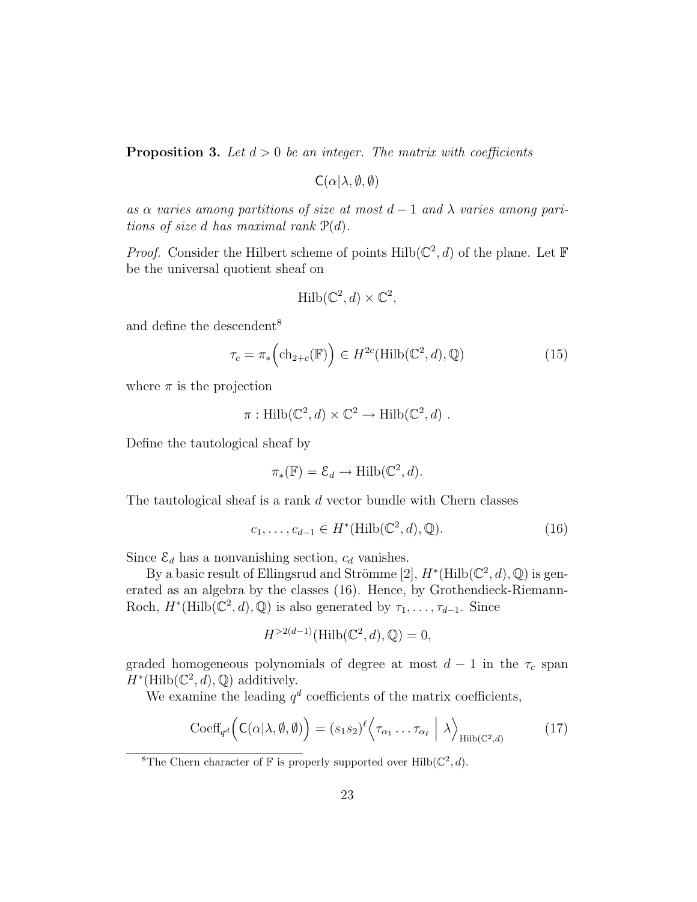**Proposition 3.** *Let $d > 0$ be an integer. The matrix with coefficients*

$$\mathsf{C}(\alpha|\lambda, \emptyset, \emptyset)$$

*as $\alpha$ varies among partitions of size at most $d-1$ and $\lambda$ varies among paritions of size $d$ has maximal rank $\mathcal{P}(d)$.*

*Proof.* Consider the Hilbert scheme of points $\mathrm{Hilb}(\mathbb{C}^2, d)$ of the plane. Let $\mathbb{F}$ be the universal quotient sheaf on

$$\mathrm{Hilb}(\mathbb{C}^2, d) \times \mathbb{C}^2,$$

and define the descendent[8]

$$\tau_c = \pi_*\Big(\mathrm{ch}_{2+c}(\mathbb{F})\Big) \in H^{2c}(\mathrm{Hilb}(\mathbb{C}^2, d), \mathbb{Q}) \tag{15}$$

where $\pi$ is the projection

$$\pi : \mathrm{Hilb}(\mathbb{C}^2, d) \times \mathbb{C}^2 \to \mathrm{Hilb}(\mathbb{C}^2, d) \ .$$

Define the tautological sheaf by

$$\pi_*(\mathbb{F}) = \mathcal{E}_d \to \mathrm{Hilb}(\mathbb{C}^2, d).$$

The tautological sheaf is a rank $d$ vector bundle with Chern classes

$$c_1, \ldots, c_{d-1} \in H^*(\mathrm{Hilb}(\mathbb{C}^2, d), \mathbb{Q}). \tag{16}$$

Since $\mathcal{E}_d$ has a nonvanishing section, $c_d$ vanishes.

By a basic result of Ellingsrud and Strömme [2], $H^*(\mathrm{Hilb}(\mathbb{C}^2, d), \mathbb{Q})$ is generated as an algebra by the classes (16). Hence, by Grothendieck-Riemann-Roch, $H^*(\mathrm{Hilb}(\mathbb{C}^2, d), \mathbb{Q})$ is also generated by $\tau_1, \ldots, \tau_{d-1}$. Since

$$H^{>2(d-1)}(\mathrm{Hilb}(\mathbb{C}^2, d), \mathbb{Q}) = 0,$$

graded homogeneous polynomials of degree at most $d-1$ in the $\tau_c$ span $H^*(\mathrm{Hilb}(\mathbb{C}^2, d), \mathbb{Q})$ additively.

We examine the leading $q^d$ coefficients of the matrix coefficients,

$$\mathrm{Coeff}_{q^d}\Big(\mathsf{C}(\alpha|\lambda, \emptyset, \emptyset)\Big) = (s_1 s_2)^{\ell} \Big\langle \tau_{\alpha_1} \ldots \tau_{\alpha_\ell} \ \Big| \ \lambda \Big\rangle_{\mathrm{Hilb}(\mathbb{C}^2, d)} \tag{17}$$

[8] The Chern character of $\mathbb{F}$ is properly supported over $\mathrm{Hilb}(\mathbb{C}^2, d)$.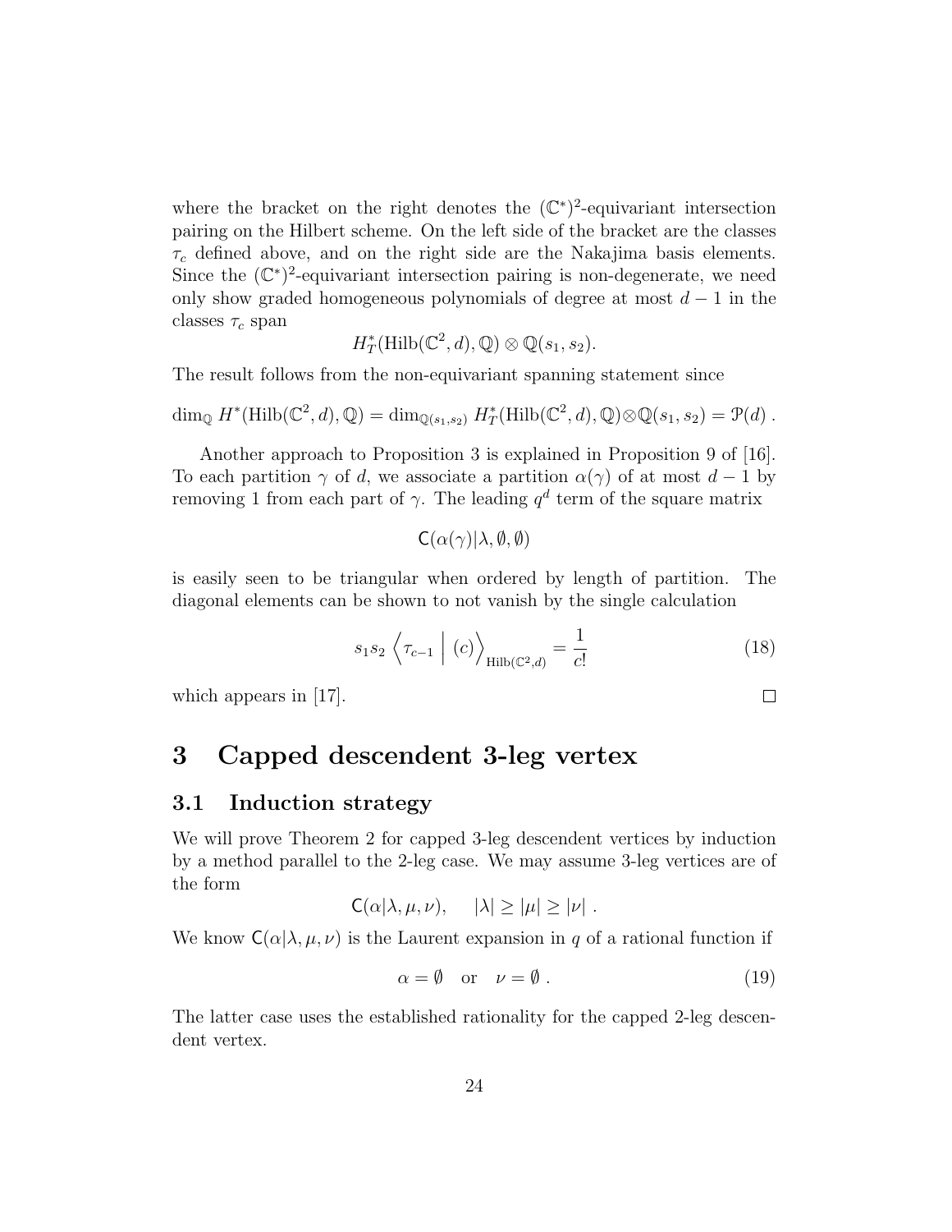where the bracket on the right denotes the $(\mathbb{C}^*)^2$-equivariant intersection pairing on the Hilbert scheme. On the left side of the bracket are the classes $\tau_c$ defined above, and on the right side are the Nakajima basis elements. Since the $(\mathbb{C}^*)^2$-equivariant intersection pairing is non-degenerate, we need only show graded homogeneous polynomials of degree at most $d-1$ in the classes $\tau_c$ span

$$H_T^*(\mathrm{Hilb}(\mathbb{C}^2, d), \mathbb{Q}) \otimes \mathbb{Q}(s_1, s_2).$$

The result follows from the non-equivariant spanning statement since

$$\dim_{\mathbb{Q}} H^*(\mathrm{Hilb}(\mathbb{C}^2, d), \mathbb{Q}) = \dim_{\mathbb{Q}(s_1,s_2)} H_T^*(\mathrm{Hilb}(\mathbb{C}^2, d), \mathbb{Q}) \otimes \mathbb{Q}(s_1, s_2) = \mathcal{P}(d)\ .$$

Another approach to Proposition 3 is explained in Proposition 9 of [16]. To each partition $\gamma$ of $d$, we associate a partition $\alpha(\gamma)$ of at most $d-1$ by removing 1 from each part of $\gamma$. The leading $q^d$ term of the square matrix

$$\mathsf{C}(\alpha(\gamma)|\lambda, \emptyset, \emptyset)$$

is easily seen to be triangular when ordered by length of partition. The diagonal elements can be shown to not vanish by the single calculation

$$s_1 s_2 \left\langle \tau_{c-1} \,\middle|\, (c) \right\rangle_{\mathrm{Hilb}(\mathbb{C}^2,d)} = \frac{1}{c!} \tag{18}$$

which appears in [17]. □

# 3 Capped descendent 3-leg vertex

## 3.1 Induction strategy

We will prove Theorem 2 for capped 3-leg descendent vertices by induction by a method parallel to the 2-leg case. We may assume 3-leg vertices are of the form

$$\mathsf{C}(\alpha|\lambda, \mu, \nu), \qquad |\lambda| \geq |\mu| \geq |\nu|\ .$$

We know $\mathsf{C}(\alpha|\lambda, \mu, \nu)$ is the Laurent expansion in $q$ of a rational function if

$$\alpha = \emptyset \quad \text{or} \quad \nu = \emptyset\ . \tag{19}$$

The latter case uses the established rationality for the capped 2-leg descendent vertex.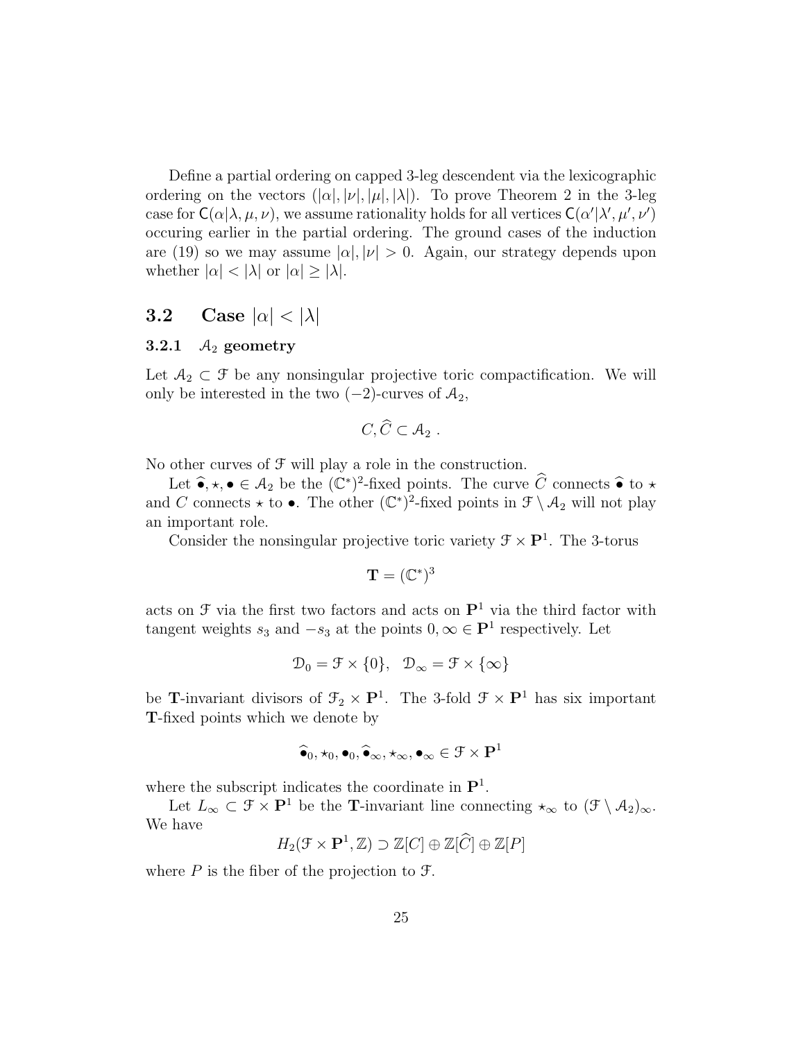Define a partial ordering on capped 3-leg descendent via the lexicographic ordering on the vectors $(|\alpha|, |\nu|, |\mu|, |\lambda|)$. To prove Theorem 2 in the 3-leg case for $\mathsf{C}(\alpha|\lambda, \mu, \nu)$, we assume rationality holds for all vertices $\mathsf{C}(\alpha'|\lambda', \mu', \nu')$ occuring earlier in the partial ordering. The ground cases of the induction are (19) so we may assume $|\alpha|, |\nu| > 0$. Again, our strategy depends upon whether $|\alpha| < |\lambda|$ or $|\alpha| \geq |\lambda|$.

## 3.2 Case $|\alpha| < |\lambda|$

### 3.2.1 $\mathcal{A}_2$ geometry

Let $\mathcal{A}_2 \subset \mathcal{F}$ be any nonsingular projective toric compactification. We will only be interested in the two $(-2)$-curves of $\mathcal{A}_2$,

$$C, \widehat{C} \subset \mathcal{A}_2 \ .$$

No other curves of $\mathcal{F}$ will play a role in the construction.

Let $\widehat{\bullet}, \star, \bullet \in \mathcal{A}_2$ be the $(\mathbb{C}^*)^2$-fixed points. The curve $\widehat{C}$ connects $\widehat{\bullet}$ to $\star$ and $C$ connects $\star$ to $\bullet$. The other $(\mathbb{C}^*)^2$-fixed points in $\mathcal{F} \setminus \mathcal{A}_2$ will not play an important role.

Consider the nonsingular projective toric variety $\mathcal{F} \times \mathbf{P}^1$. The 3-torus

$$\mathbf{T} = (\mathbb{C}^*)^3$$

acts on $\mathcal{F}$ via the first two factors and acts on $\mathbf{P}^1$ via the third factor with tangent weights $s_3$ and $-s_3$ at the points $0, \infty \in \mathbf{P}^1$ respectively. Let

$$\mathcal{D}_0 = \mathcal{F} \times \{0\}, \quad \mathcal{D}_\infty = \mathcal{F} \times \{\infty\}$$

be $\mathbf{T}$-invariant divisors of $\mathcal{F}_2 \times \mathbf{P}^1$. The 3-fold $\mathcal{F} \times \mathbf{P}^1$ has six important $\mathbf{T}$-fixed points which we denote by

$$\widehat{\bullet}_0, \star_0, \bullet_0, \widehat{\bullet}_\infty, \star_\infty, \bullet_\infty \in \mathcal{F} \times \mathbf{P}^1$$

where the subscript indicates the coordinate in $\mathbf{P}^1$.

Let $L_\infty \subset \mathcal{F} \times \mathbf{P}^1$ be the $\mathbf{T}$-invariant line connecting $\star_\infty$ to $(\mathcal{F} \setminus \mathcal{A}_2)_\infty$. We have

$$H_2(\mathcal{F} \times \mathbf{P}^1, \mathbb{Z}) \supset \mathbb{Z}[C] \oplus \mathbb{Z}[\widehat{C}] \oplus \mathbb{Z}[P]$$

where $P$ is the fiber of the projection to $\mathcal{F}$.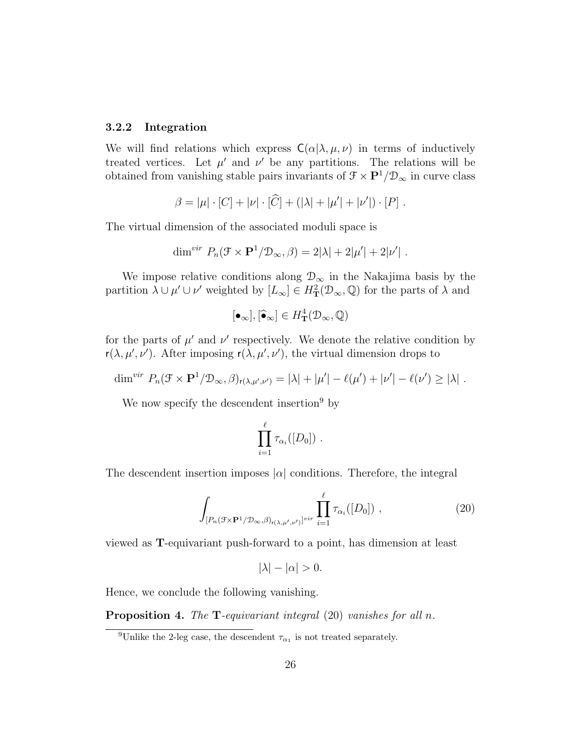### 3.2.2 Integration

We will find relations which express $\mathsf{C}(\alpha|\lambda,\mu,\nu)$ in terms of inductively treated vertices. Let $\mu'$ and $\nu'$ be any partitions. The relations will be obtained from vanishing stable pairs invariants of $\mathcal{F}\times\mathbf{P}^1/\mathcal{D}_\infty$ in curve class

$$\beta = |\mu|\cdot[C] + |\nu|\cdot[\widehat{C}] + (|\lambda|+|\mu'|+|\nu'|)\cdot[P]\ .$$

The virtual dimension of the associated moduli space is

$$\dim^{vir}\ P_n(\mathcal{F}\times\mathbf{P}^1/\mathcal{D}_\infty,\beta) = 2|\lambda| + 2|\mu'| + 2|\nu'|\ .$$

We impose relative conditions along $\mathcal{D}_\infty$ in the Nakajima basis by the partition $\lambda\cup\mu'\cup\nu'$ weighted by $[L_\infty]\in H^2_{\mathbf{T}}(\mathcal{D}_\infty,\mathbb{Q})$ for the parts of $\lambda$ and

$$[\bullet_\infty], [\widehat{\bullet}_\infty] \in H^4_{\mathbf{T}}(\mathcal{D}_\infty,\mathbb{Q})$$

for the parts of $\mu'$ and $\nu'$ respectively. We denote the relative condition by $\mathsf{r}(\lambda,\mu',\nu')$. After imposing $\mathsf{r}(\lambda,\mu',\nu')$, the virtual dimension drops to

$$\dim^{vir}\ P_n(\mathcal{F}\times\mathbf{P}^1/\mathcal{D}_\infty,\beta)_{\mathsf{r}(\lambda,\mu',\nu')} = |\lambda| + |\mu'| - \ell(\mu') + |\nu'| - \ell(\nu') \geq |\lambda|\ .$$

We now specify the descendent insertion[9] by

$$\prod_{i=1}^{\ell}\tau_{\alpha_i}([D_0])\ .$$

The descendent insertion imposes $|\alpha|$ conditions. Therefore, the integral

$$\int_{[P_n(\mathcal{F}\times\mathbf{P}^1/\mathcal{D}_\infty,\beta)_{\mathsf{r}(\lambda,\mu',\nu')}]^{vir}}\prod_{i=1}^{\ell}\tau_{\alpha_i}([D_0])\ , \tag{20}$$

viewed as $\mathbf{T}$-equivariant push-forward to a point, has dimension at least

$$|\lambda| - |\alpha| > 0.$$

Hence, we conclude the following vanishing.

**Proposition 4.** *The $\mathbf{T}$-equivariant integral (20) vanishes for all $n$.*

[9] Unlike the 2-leg case, the descendent $\tau_{\alpha_1}$ is not treated separately.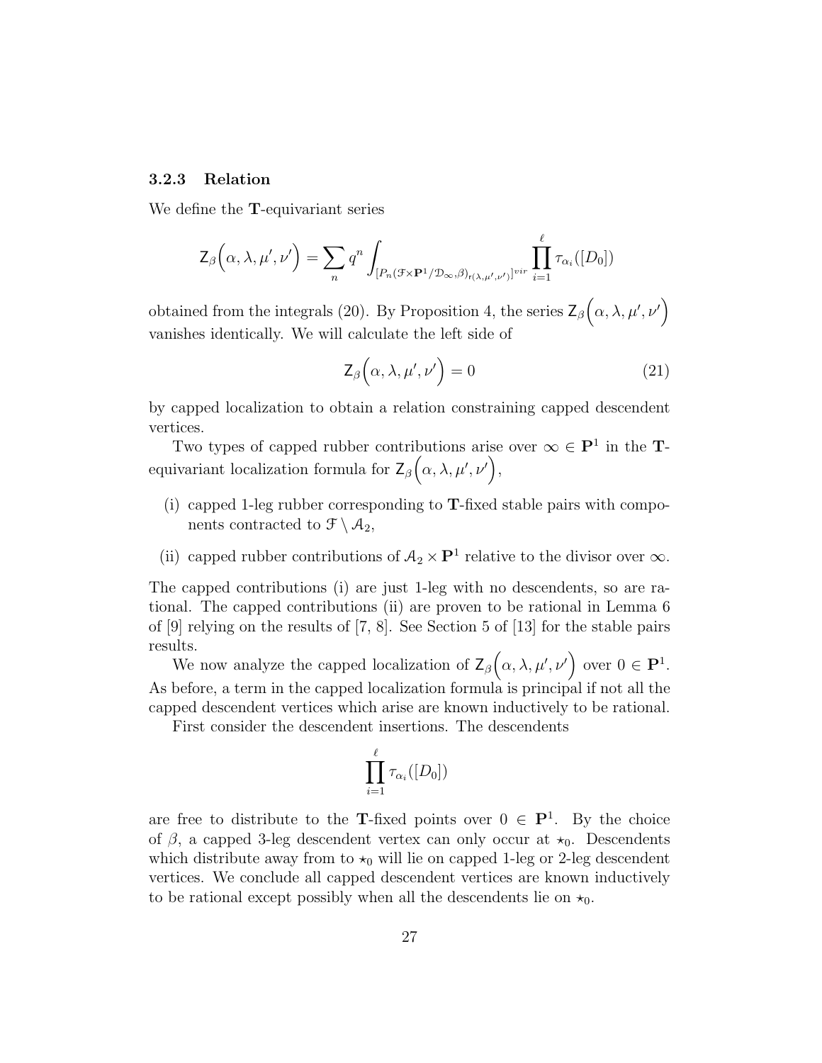#### 3.2.3 Relation

We define the $\mathbf{T}$-equivariant series

$$\mathsf{Z}_\beta\Big(\alpha, \lambda, \mu', \nu'\Big) = \sum_n q^n \int_{[P_n(\mathcal{F}\times \mathbf{P}^1/\mathcal{D}_\infty,\beta)_{\mathfrak{r}(\lambda,\mu',\nu')}]^{vir}} \prod_{i=1}^{\ell} \tau_{\alpha_i}([D_0])$$

obtained from the integrals (20). By Proposition 4, the series $\mathsf{Z}_\beta\Big(\alpha, \lambda, \mu', \nu'\Big)$ vanishes identically. We will calculate the left side of

$$\mathsf{Z}_\beta\Big(\alpha, \lambda, \mu', \nu'\Big) = 0 \tag{21}$$

by capped localization to obtain a relation constraining capped descendent vertices.

Two types of capped rubber contributions arise over $\infty \in \mathbf{P}^1$ in the $\mathbf{T}$-equivariant localization formula for $\mathsf{Z}_\beta\Big(\alpha, \lambda, \mu', \nu'\Big)$,

- (i) capped 1-leg rubber corresponding to $\mathbf{T}$-fixed stable pairs with components contracted to $\mathcal{F} \setminus \mathcal{A}_2$,
- (ii) capped rubber contributions of $\mathcal{A}_2 \times \mathbf{P}^1$ relative to the divisor over $\infty$.

The capped contributions (i) are just 1-leg with no descendents, so are rational. The capped contributions (ii) are proven to be rational in Lemma 6 of [9] relying on the results of [7, 8]. See Section 5 of [13] for the stable pairs results.

We now analyze the capped localization of $\mathsf{Z}_\beta\Big(\alpha, \lambda, \mu', \nu'\Big)$ over $0 \in \mathbf{P}^1$. As before, a term in the capped localization formula is principal if not all the capped descendent vertices which arise are known inductively to be rational.

First consider the descendent insertions. The descendents

$$\prod_{i=1}^{\ell} \tau_{\alpha_i}([D_0])$$

are free to distribute to the $\mathbf{T}$-fixed points over $0 \in \mathbf{P}^1$. By the choice of $\beta$, a capped 3-leg descendent vertex can only occur at $\star_0$. Descendents which distribute away from to $\star_0$ will lie on capped 1-leg or 2-leg descendent vertices. We conclude all capped descendent vertices are known inductively to be rational except possibly when all the descendents lie on $\star_0$.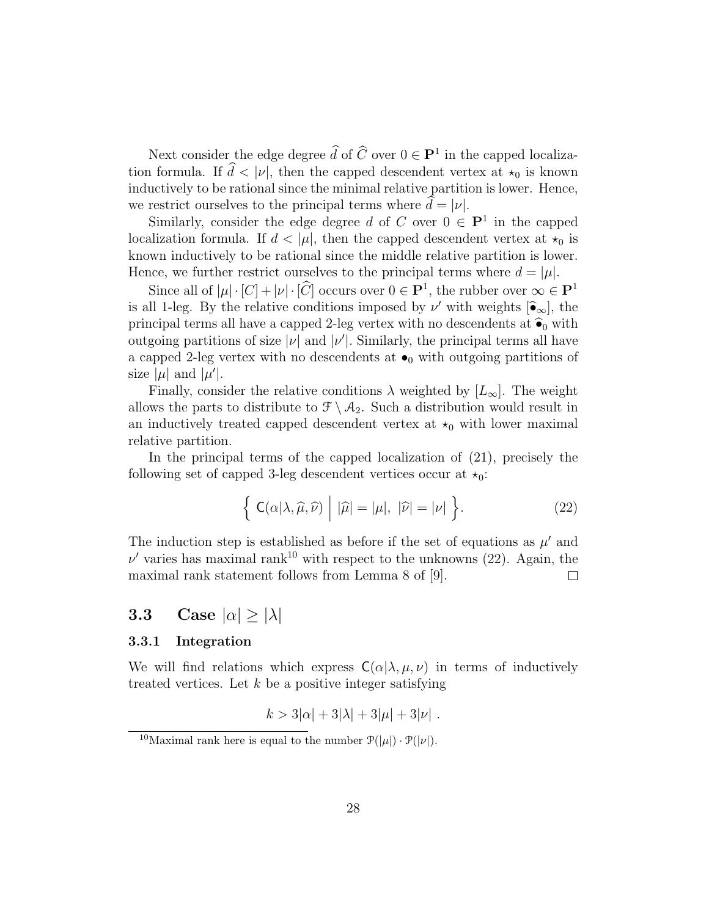Next consider the edge degree $\widehat{d}$ of $\widehat{C}$ over $0 \in \mathbf{P}^1$ in the capped localization formula. If $\widehat{d} < |\nu|$, then the capped descendent vertex at $\star_0$ is known inductively to be rational since the minimal relative partition is lower. Hence, we restrict ourselves to the principal terms where $\widehat{d} = |\nu|$.

Similarly, consider the edge degree $d$ of $C$ over $0 \in \mathbf{P}^1$ in the capped localization formula. If $d < |\mu|$, then the capped descendent vertex at $\star_0$ is known inductively to be rational since the middle relative partition is lower. Hence, we further restrict ourselves to the principal terms where $d = |\mu|$.

Since all of $|\mu| \cdot [C] + |\nu| \cdot [\widehat{C}]$ occurs over $0 \in \mathbf{P}^1$, the rubber over $\infty \in \mathbf{P}^1$ is all 1-leg. By the relative conditions imposed by $\nu'$ with weights $[\widehat{\bullet}_\infty]$, the principal terms all have a capped 2-leg vertex with no descendents at $\widehat{\bullet}_0$ with outgoing partitions of size $|\nu|$ and $|\nu'|$. Similarly, the principal terms all have a capped 2-leg vertex with no descendents at $\bullet_0$ with outgoing partitions of size $|\mu|$ and $|\mu'|$.

Finally, consider the relative conditions $\lambda$ weighted by $[L_\infty]$. The weight allows the parts to distribute to $\mathcal{F} \setminus \mathcal{A}_2$. Such a distribution would result in an inductively treated capped descendent vertex at $\star_0$ with lower maximal relative partition.

In the principal terms of the capped localization of (21), precisely the following set of capped 3-leg descendent vertices occur at $\star_0$:

$$\left\{ \ \mathsf{C}(\alpha|\lambda, \widehat{\mu}, \widehat{\nu}) \ \middle| \ |\widehat{\mu}| = |\mu|, \ |\widehat{\nu}| = |\nu| \ \right\}. \tag{22}$$

The induction step is established as before if the set of equations as $\mu'$ and $\nu'$ varies has maximal rank[10] with respect to the unknowns (22). Again, the maximal rank statement follows from Lemma 8 of [9]. $\square$

## 3.3 Case $|\alpha| \geq |\lambda|$

### 3.3.1 Integration

We will find relations which express $\mathsf{C}(\alpha|\lambda, \mu, \nu)$ in terms of inductively treated vertices. Let $k$ be a positive integer satisfying

$$k > 3|\alpha| + 3|\lambda| + 3|\mu| + 3|\nu| \ .$$

[10] Maximal rank here is equal to the number $\mathcal{P}(|\mu|) \cdot \mathcal{P}(|\nu|)$.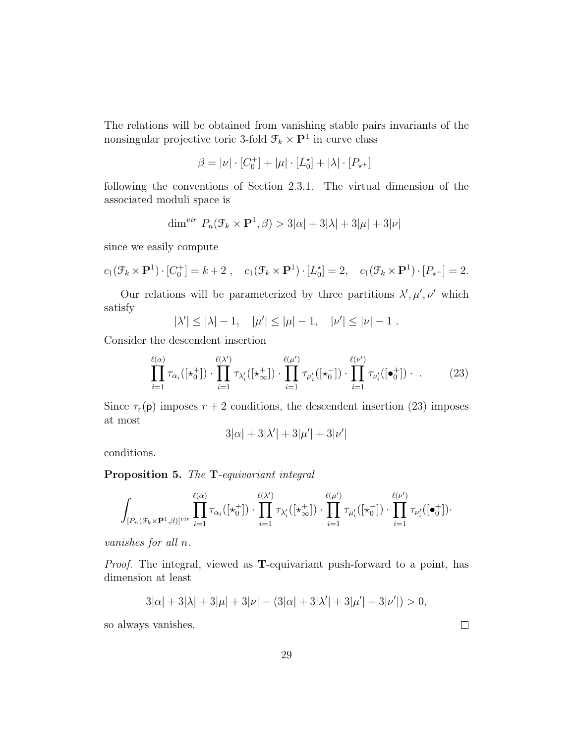The relations will be obtained from vanishing stable pairs invariants of the nonsingular projective toric 3-fold $\mathcal{F}_k \times \mathbf{P}^1$ in curve class

$$\beta = |\nu| \cdot [C_0^+] + |\mu| \cdot [L_0^\star] + |\lambda| \cdot [P_{\star^+}]$$

following the conventions of Section 2.3.1. The virtual dimension of the associated moduli space is

$$\dim^{vir} \, P_n(\mathcal{F}_k \times \mathbf{P}^1, \beta) > 3|\alpha| + 3|\lambda| + 3|\mu| + 3|\nu|$$

since we easily compute

$$c_1(\mathcal{F}_k \times \mathbf{P}^1) \cdot [C_0^+] = k+2 \ , \quad c_1(\mathcal{F}_k \times \mathbf{P}^1) \cdot [L_0^\star] = 2, \quad c_1(\mathcal{F}_k \times \mathbf{P}^1) \cdot [P_{\star^+}] = 2.$$

Our relations will be parameterized by three partitions $\lambda', \mu', \nu'$ which satisfy

$$|\lambda'| \leq |\lambda| - 1, \quad |\mu'| \leq |\mu| - 1, \quad |\nu'| \leq |\nu| - 1 \ .$$

Consider the descendent insertion

$$\prod_{i=1}^{\ell(\alpha)} \tau_{\alpha_i}([\star_0^+]) \cdot \prod_{i=1}^{\ell(\lambda')} \tau_{\lambda'_i}([\star_\infty^+]) \cdot \prod_{i=1}^{\ell(\mu')} \tau_{\mu'_i}([\star_0^-]) \cdot \prod_{i=1}^{\ell(\nu')} \tau_{\nu'_i}([\bullet_0^+]) \cdot \ . \tag{23}$$

Since $\tau_r(\mathsf{p})$ imposes $r+2$ conditions, the descendent insertion (23) imposes at most

$$3|\alpha| + 3|\lambda'| + 3|\mu'| + 3|\nu'|$$

conditions.

**Proposition 5.** *The* $\mathbf{T}$*-equivariant integral*

$$\int_{[P_n(\mathcal{F}_k \times \mathbf{P}^1, \beta)]^{vir}} \prod_{i=1}^{\ell(\alpha)} \tau_{\alpha_i}([\star_0^+]) \cdot \prod_{i=1}^{\ell(\lambda')} \tau_{\lambda'_i}([\star_\infty^+]) \cdot \prod_{i=1}^{\ell(\mu')} \tau_{\mu'_i}([\star_0^-]) \cdot \prod_{i=1}^{\ell(\nu')} \tau_{\nu'_i}([\bullet_0^+]) \cdot$$

*vanishes for all* $n$.

*Proof.* The integral, viewed as $\mathbf{T}$-equivariant push-forward to a point, has dimension at least

$$3|\alpha| + 3|\lambda| + 3|\mu| + 3|\nu| - (3|\alpha| + 3|\lambda'| + 3|\mu'| + 3|\nu'|) > 0,$$

so always vanishes. $\square$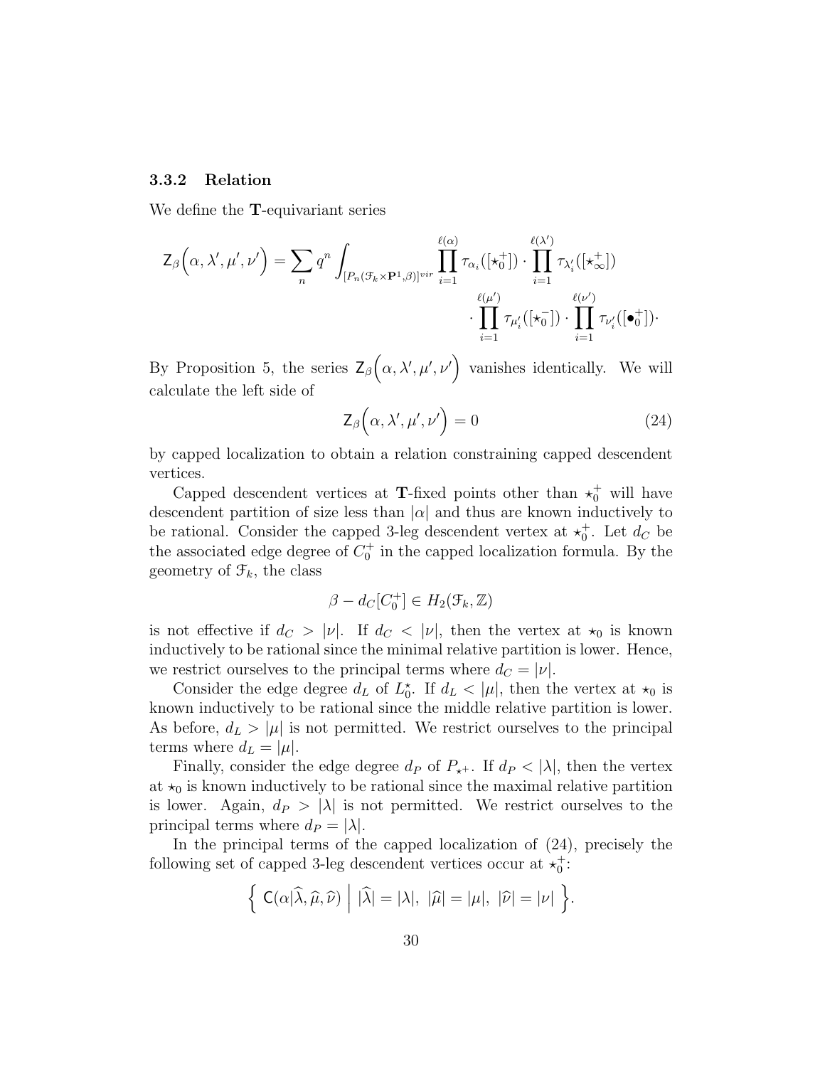### 3.3.2 Relation

We define the $\mathbf{T}$-equivariant series

$$\mathsf{Z}_\beta\Big(\alpha,\lambda',\mu',\nu'\Big) = \sum_n q^n \int_{[P_n(\mathcal{F}_k\times\mathbf{P}^1,\beta)]^{vir}} \prod_{i=1}^{\ell(\alpha)} \tau_{\alpha_i}([\star_0^+])\cdot \prod_{i=1}^{\ell(\lambda')}\tau_{\lambda'_i}([\star_\infty^+])$$
$$\cdot \prod_{i=1}^{\ell(\mu')}\tau_{\mu'_i}([\star_0^-])\cdot \prod_{i=1}^{\ell(\nu')}\tau_{\nu'_i}([\bullet_0^+])\cdot$$

By Proposition 5, the series $\mathsf{Z}_\beta\Big(\alpha,\lambda',\mu',\nu'\Big)$ vanishes identically. We will calculate the left side of

$$\mathsf{Z}_\beta\Big(\alpha,\lambda',\mu',\nu'\Big) = 0 \tag{24}$$

by capped localization to obtain a relation constraining capped descendent vertices.

Capped descendent vertices at $\mathbf{T}$-fixed points other than $\star_0^+$ will have descendent partition of size less than $|\alpha|$ and thus are known inductively to be rational. Consider the capped 3-leg descendent vertex at $\star_0^+$. Let $d_C$ be the associated edge degree of $C_0^+$ in the capped localization formula. By the geometry of $\mathcal{F}_k$, the class

$$\beta - d_C[C_0^+] \in H_2(\mathcal{F}_k,\mathbb{Z})$$

is not effective if $d_C > |\nu|$. If $d_C < |\nu|$, then the vertex at $\star_0$ is known inductively to be rational since the minimal relative partition is lower. Hence, we restrict ourselves to the principal terms where $d_C = |\nu|$.

Consider the edge degree $d_L$ of $L_0^\star$. If $d_L < |\mu|$, then the vertex at $\star_0$ is known inductively to be rational since the middle relative partition is lower. As before, $d_L > |\mu|$ is not permitted. We restrict ourselves to the principal terms where $d_L = |\mu|$.

Finally, consider the edge degree $d_P$ of $P_{\star^+}$. If $d_P < |\lambda|$, then the vertex at $\star_0$ is known inductively to be rational since the maximal relative partition is lower. Again, $d_P > |\lambda|$ is not permitted. We restrict ourselves to the principal terms where $d_P = |\lambda|$.

In the principal terms of the capped localization of (24), precisely the following set of capped 3-leg descendent vertices occur at $\star_0^+$:

$$\Big\{ \ \mathsf{C}(\alpha|\widehat{\lambda},\widehat{\mu},\widehat{\nu}) \ \Big| \ |\widehat{\lambda}| = |\lambda|,\ |\widehat{\mu}| = |\mu|,\ |\widehat{\nu}| = |\nu| \ \Big\}.$$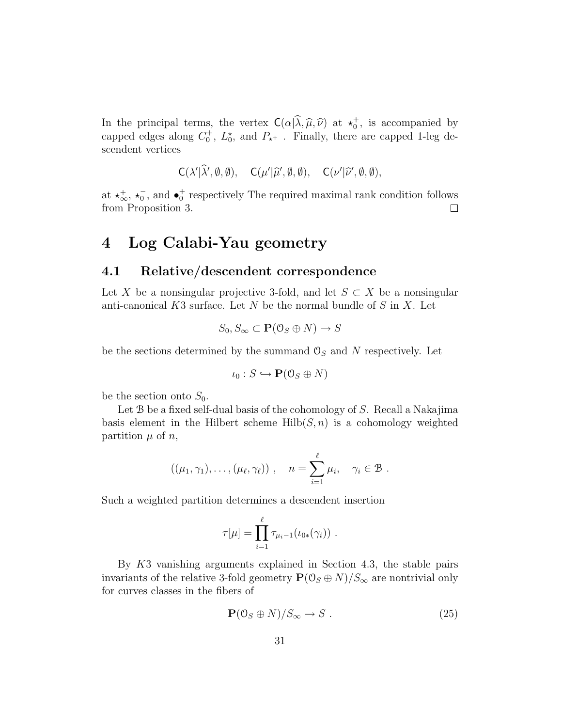In the principal terms, the vertex $\mathsf{C}(\alpha|\widehat{\lambda}, \widehat{\mu}, \widehat{\nu})$ at $\star_0^+$, is accompanied by capped edges along $C_0^+$, $L_0^\star$, and $P_{\star^+}$ . Finally, there are capped 1-leg descendent vertices

$$\mathsf{C}(\lambda'|\widehat{\lambda}', \emptyset, \emptyset), \quad \mathsf{C}(\mu'|\widehat{\mu}', \emptyset, \emptyset), \quad \mathsf{C}(\nu'|\widehat{\nu}', \emptyset, \emptyset),$$

at $\star_\infty^+$, $\star_0^-$, and $\bullet_0^+$ respectively The required maximal rank condition follows from Proposition 3. $\square$

# 4 Log Calabi-Yau geometry

## 4.1 Relative/descendent correspondence

Let $X$ be a nonsingular projective 3-fold, and let $S \subset X$ be a nonsingular anti-canonical $K3$ surface. Let $N$ be the normal bundle of $S$ in $X$. Let

$$S_0, S_\infty \subset \mathbf{P}(\mathcal{O}_S \oplus N) \to S$$

be the sections determined by the summand $\mathcal{O}_S$ and $N$ respectively. Let

$$\iota_0 : S \hookrightarrow \mathbf{P}(\mathcal{O}_S \oplus N)$$

be the section onto $S_0$.

Let $\mathcal{B}$ be a fixed self-dual basis of the cohomology of $S$. Recall a Nakajima basis element in the Hilbert scheme $\mathrm{Hilb}(S, n)$ is a cohomology weighted partition $\mu$ of $n$,

$$((\mu_1, \gamma_1), \ldots, (\mu_\ell, \gamma_\ell)) \ , \quad n = \sum_{i=1}^{\ell} \mu_i, \quad \gamma_i \in \mathcal{B} \ .$$

Such a weighted partition determines a descendent insertion

$$\tau[\mu] = \prod_{i=1}^{\ell} \tau_{\mu_i - 1}(\iota_{0*}(\gamma_i)) \ .$$

By $K3$ vanishing arguments explained in Section 4.3, the stable pairs invariants of the relative 3-fold geometry $\mathbf{P}(\mathcal{O}_S \oplus N)/S_\infty$ are nontrivial only for curves classes in the fibers of

$$\mathbf{P}(\mathcal{O}_S \oplus N)/S_\infty \to S \ . \tag{25}$$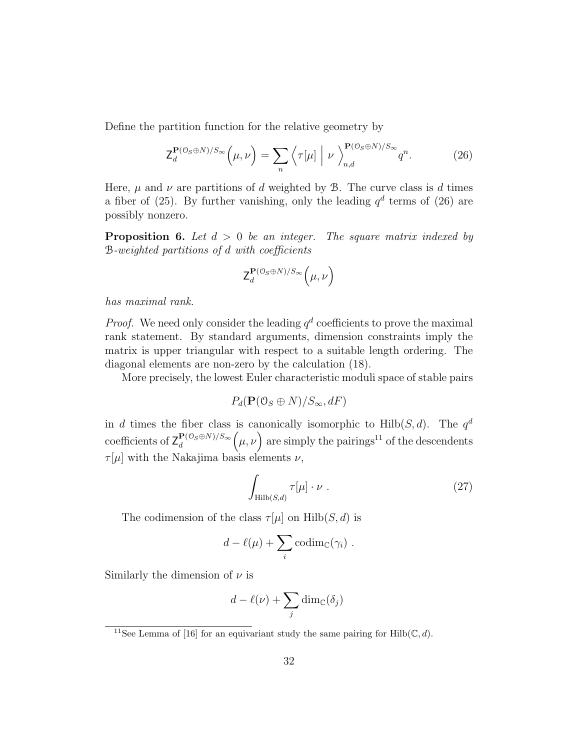Define the partition function for the relative geometry by

$$\mathsf{Z}_d^{\mathbf{P}(\mathcal{O}_S \oplus N)/S_\infty}\Big(\mu, \nu\Big) = \sum_n \Big\langle \tau[\mu] \;\Big|\; \nu \;\Big\rangle_{n,d}^{\mathbf{P}(\mathcal{O}_S \oplus N)/S_\infty} q^n. \tag{26}$$

Here, $\mu$ and $\nu$ are partitions of $d$ weighted by $\mathcal{B}$. The curve class is $d$ times a fiber of (25). By further vanishing, only the leading $q^d$ terms of (26) are possibly nonzero.

**Proposition 6.** *Let $d > 0$ be an integer. The square matrix indexed by $\mathcal{B}$-weighted partitions of $d$ with coefficients*

$$\mathsf{Z}_d^{\mathbf{P}(\mathcal{O}_S \oplus N)/S_\infty}\Big(\mu, \nu\Big)$$

*has maximal rank.*

*Proof.* We need only consider the leading $q^d$ coefficients to prove the maximal rank statement. By standard arguments, dimension constraints imply the matrix is upper triangular with respect to a suitable length ordering. The diagonal elements are non-zero by the calculation (18).

More precisely, the lowest Euler characteristic moduli space of stable pairs

$$P_d(\mathbf{P}(\mathcal{O}_S \oplus N)/S_\infty, dF)$$

in $d$ times the fiber class is canonically isomorphic to $\mathrm{Hilb}(S, d)$. The $q^d$ coefficients of $\mathsf{Z}_d^{\mathbf{P}(\mathcal{O}_S \oplus N)/S_\infty}\Big(\mu, \nu\Big)$ are simply the pairings[11] of the descendents $\tau[\mu]$ with the Nakajima basis elements $\nu$,

$$\int_{\mathrm{Hilb}(S,d)} \tau[\mu] \cdot \nu \ . \tag{27}$$

The codimension of the class $\tau[\mu]$ on $\mathrm{Hilb}(S, d)$ is

$$d - \ell(\mu) + \sum_i \mathrm{codim}_{\mathbb{C}}(\gamma_i) \ .$$

Similarly the dimension of $\nu$ is

$$d - \ell(\nu) + \sum_j \dim_{\mathbb{C}}(\delta_j)$$

[11] See Lemma of [16] for an equivariant study the same pairing for $\mathrm{Hilb}(\mathbb{C}, d)$.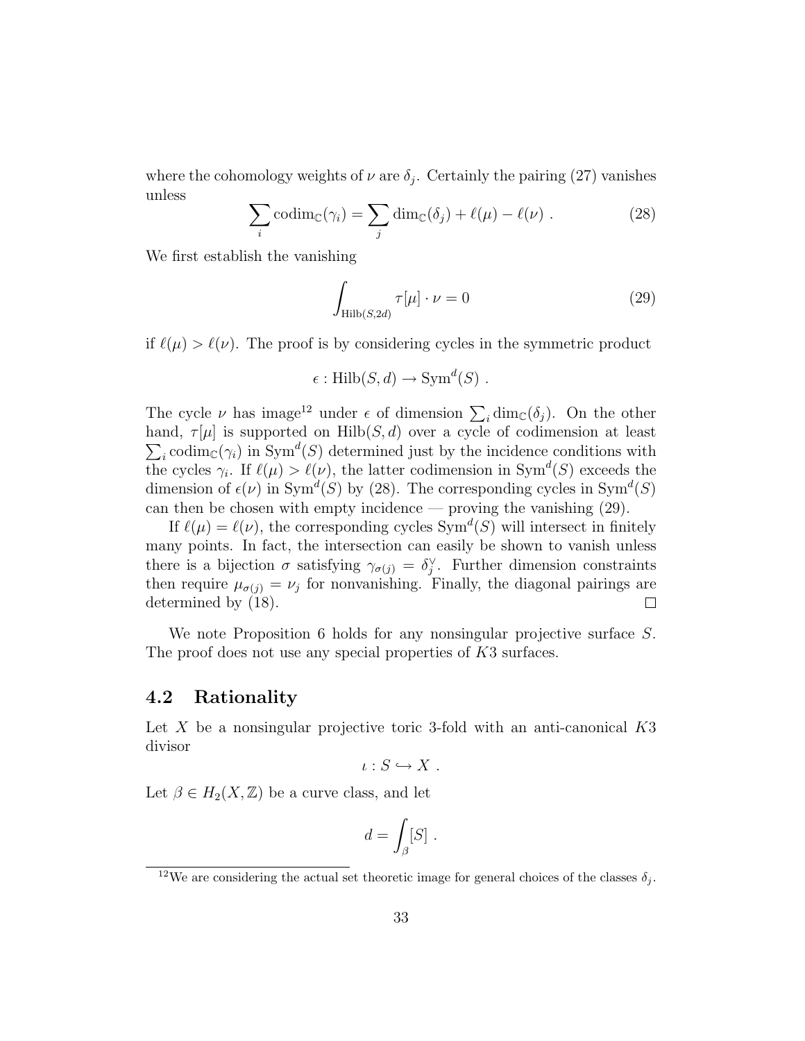where the cohomology weights of $\nu$ are $\delta_j$. Certainly the pairing (27) vanishes unless

$$\sum_i \mathrm{codim}_{\mathbb{C}}(\gamma_i) = \sum_j \dim_{\mathbb{C}}(\delta_j) + \ell(\mu) - \ell(\nu) \ . \tag{28}$$

We first establish the vanishing

$$\int_{\mathrm{Hilb}(S,2d)} \tau[\mu] \cdot \nu = 0 \tag{29}$$

if $\ell(\mu) > \ell(\nu)$. The proof is by considering cycles in the symmetric product

$$\epsilon : \mathrm{Hilb}(S,d) \to \mathrm{Sym}^d(S) \ .$$

The cycle $\nu$ has image[12] under $\epsilon$ of dimension $\sum_i \dim_{\mathbb{C}}(\delta_j)$. On the other hand, $\tau[\mu]$ is supported on $\mathrm{Hilb}(S,d)$ over a cycle of codimension at least $\sum_i \mathrm{codim}_{\mathbb{C}}(\gamma_i)$ in $\mathrm{Sym}^d(S)$ determined just by the incidence conditions with the cycles $\gamma_i$. If $\ell(\mu) > \ell(\nu)$, the latter codimension in $\mathrm{Sym}^d(S)$ exceeds the dimension of $\epsilon(\nu)$ in $\mathrm{Sym}^d(S)$ by (28). The corresponding cycles in $\mathrm{Sym}^d(S)$ can then be chosen with empty incidence — proving the vanishing (29).

If $\ell(\mu) = \ell(\nu)$, the corresponding cycles $\mathrm{Sym}^d(S)$ will intersect in finitely many points. In fact, the intersection can easily be shown to vanish unless there is a bijection $\sigma$ satisfying $\gamma_{\sigma(j)} = \delta_j^\vee$. Further dimension constraints then require $\mu_{\sigma(j)} = \nu_j$ for nonvanishing. Finally, the diagonal pairings are determined by (18). $\square$

We note Proposition 6 holds for any nonsingular projective surface $S$. The proof does not use any special properties of $K3$ surfaces.

## 4.2 Rationality

Let $X$ be a nonsingular projective toric 3-fold with an anti-canonical $K3$ divisor

$$\iota : S \hookrightarrow X \ .$$

Let $\beta \in H_2(X,\mathbb{Z})$ be a curve class, and let

$$d = \int_\beta [S] \ .$$

[12] We are considering the actual set theoretic image for general choices of the classes $\delta_j$.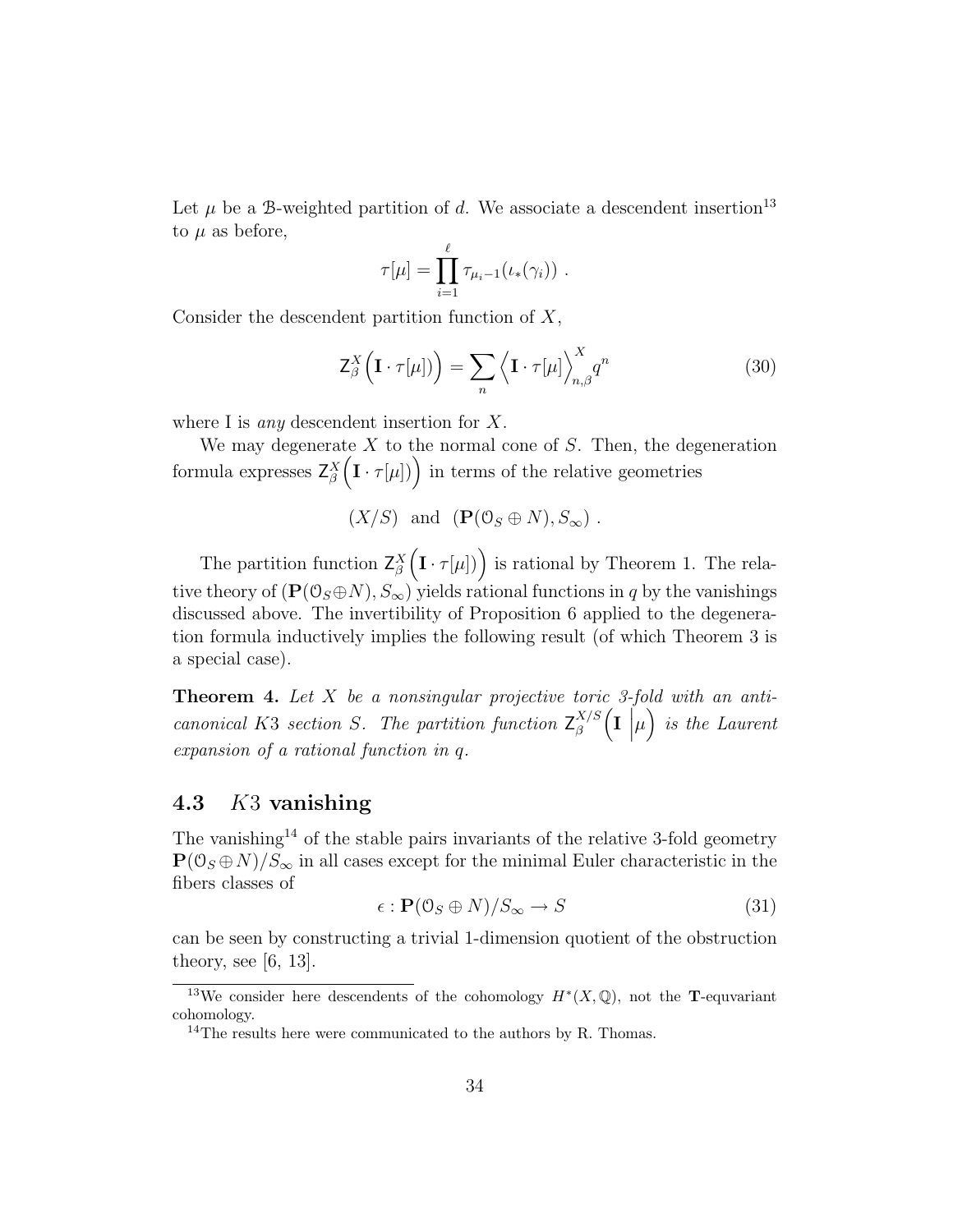Let $\mu$ be a $\mathcal{B}$-weighted partition of $d$. We associate a descendent insertion[13] to $\mu$ as before,

$$\tau[\mu] = \prod_{i=1}^{\ell} \tau_{\mu_i - 1}(\iota_*(\gamma_i)) \ .$$

Consider the descendent partition function of $X$,

$$\mathsf{Z}^X_\beta\Big(\mathbf{I} \cdot \tau[\mu]\Big) = \sum_n \Big\langle \mathbf{I} \cdot \tau[\mu] \Big\rangle^X_{n,\beta} q^n \tag{30}$$

where I is *any* descendent insertion for $X$.

We may degenerate $X$ to the normal cone of $S$. Then, the degeneration formula expresses $\mathsf{Z}^X_\beta\Big(\mathbf{I} \cdot \tau[\mu]\Big)$ in terms of the relative geometries

$$(X/S) \ \text{ and } \ (\mathbf{P}(\mathcal{O}_S \oplus N), S_\infty) \ .$$

The partition function $\mathsf{Z}^X_\beta\Big(\mathbf{I} \cdot \tau[\mu]\Big)$ is rational by Theorem 1. The relative theory of $(\mathbf{P}(\mathcal{O}_S \oplus N), S_\infty)$ yields rational functions in $q$ by the vanishings discussed above. The invertibility of Proposition 6 applied to the degeneration formula inductively implies the following result (of which Theorem 3 is a special case).

**Theorem 4.** *Let $X$ be a nonsingular projective toric 3-fold with an anti-canonical K3 section $S$. The partition function $\mathsf{Z}^{X/S}_\beta\Big(\mathbf{I} \ \Big| \mu\Big)$ is the Laurent expansion of a rational function in $q$.*

## 4.3 $K3$ vanishing

The vanishing[14] of the stable pairs invariants of the relative 3-fold geometry $\mathbf{P}(\mathcal{O}_S \oplus N)/S_\infty$ in all cases except for the minimal Euler characteristic in the fibers classes of

$$\epsilon : \mathbf{P}(\mathcal{O}_S \oplus N)/S_\infty \to S \tag{31}$$

can be seen by constructing a trivial 1-dimension quotient of the obstruction theory, see [6, 13].

---

[13] We consider here descendents of the cohomology $H^*(X, \mathbb{Q})$, not the $\mathbf{T}$-equvariant cohomology.

[14] The results here were communicated to the authors by R. Thomas.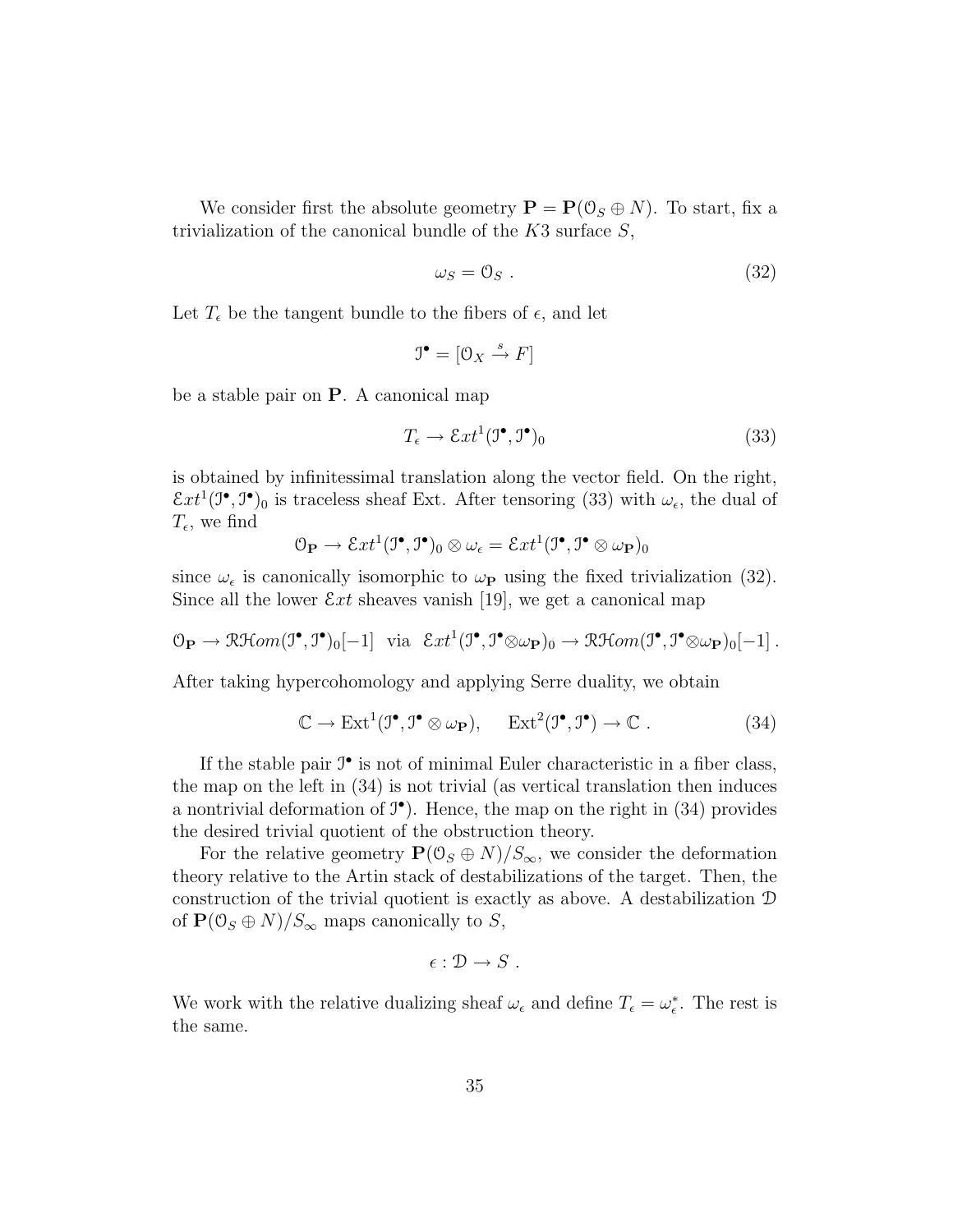We consider first the absolute geometry $\mathbf{P} = \mathbf{P}(\mathcal{O}_S \oplus N)$. To start, fix a trivialization of the canonical bundle of the $K3$ surface $S$,

$$\omega_S = \mathcal{O}_S \ . \tag{32}$$

Let $T_\epsilon$ be the tangent bundle to the fibers of $\epsilon$, and let

$$\mathcal{I}^\bullet = [\mathcal{O}_X \xrightarrow{s} F]$$

be a stable pair on $\mathbf{P}$. A canonical map

$$T_\epsilon \to \mathcal{E}xt^1(\mathcal{I}^\bullet, \mathcal{I}^\bullet)_0 \tag{33}$$

is obtained by infinitessimal translation along the vector field. On the right, $\mathcal{E}xt^1(\mathcal{I}^\bullet, \mathcal{I}^\bullet)_0$ is traceless sheaf Ext. After tensoring (33) with $\omega_\epsilon$, the dual of $T_\epsilon$, we find

$$\mathcal{O}_\mathbf{P} \to \mathcal{E}xt^1(\mathcal{I}^\bullet, \mathcal{I}^\bullet)_0 \otimes \omega_\epsilon = \mathcal{E}xt^1(\mathcal{I}^\bullet, \mathcal{I}^\bullet \otimes \omega_\mathbf{P})_0$$

since $\omega_\epsilon$ is canonically isomorphic to $\omega_\mathbf{P}$ using the fixed trivialization (32). Since all the lower $\mathcal{E}xt$ sheaves vanish [19], we get a canonical map

$$\mathcal{O}_\mathbf{P} \to \mathcal{RH}om(\mathcal{I}^\bullet, \mathcal{I}^\bullet)_0[-1] \ \text{ via } \ \mathcal{E}xt^1(\mathcal{I}^\bullet, \mathcal{I}^\bullet \otimes \omega_\mathbf{P})_0 \to \mathcal{RH}om(\mathcal{I}^\bullet, \mathcal{I}^\bullet \otimes \omega_\mathbf{P})_0[-1] \, .$$

After taking hypercohomology and applying Serre duality, we obtain

$$\mathbb{C} \to \mathrm{Ext}^1(\mathcal{I}^\bullet, \mathcal{I}^\bullet \otimes \omega_\mathbf{P}), \qquad \mathrm{Ext}^2(\mathcal{I}^\bullet, \mathcal{I}^\bullet) \to \mathbb{C} \ . \tag{34}$$

If the stable pair $\mathcal{I}^\bullet$ is not of minimal Euler characteristic in a fiber class, the map on the left in (34) is not trivial (as vertical translation then induces a nontrivial deformation of $\mathcal{I}^\bullet$). Hence, the map on the right in (34) provides the desired trivial quotient of the obstruction theory.

For the relative geometry $\mathbf{P}(\mathcal{O}_S \oplus N)/S_\infty$, we consider the deformation theory relative to the Artin stack of destabilizations of the target. Then, the construction of the trivial quotient is exactly as above. A destabilization $\mathcal{D}$ of $\mathbf{P}(\mathcal{O}_S \oplus N)/S_\infty$ maps canonically to $S$,

$$\epsilon : \mathcal{D} \to S \ .$$

We work with the relative dualizing sheaf $\omega_\epsilon$ and define $T_\epsilon = \omega_\epsilon^*$. The rest is the same.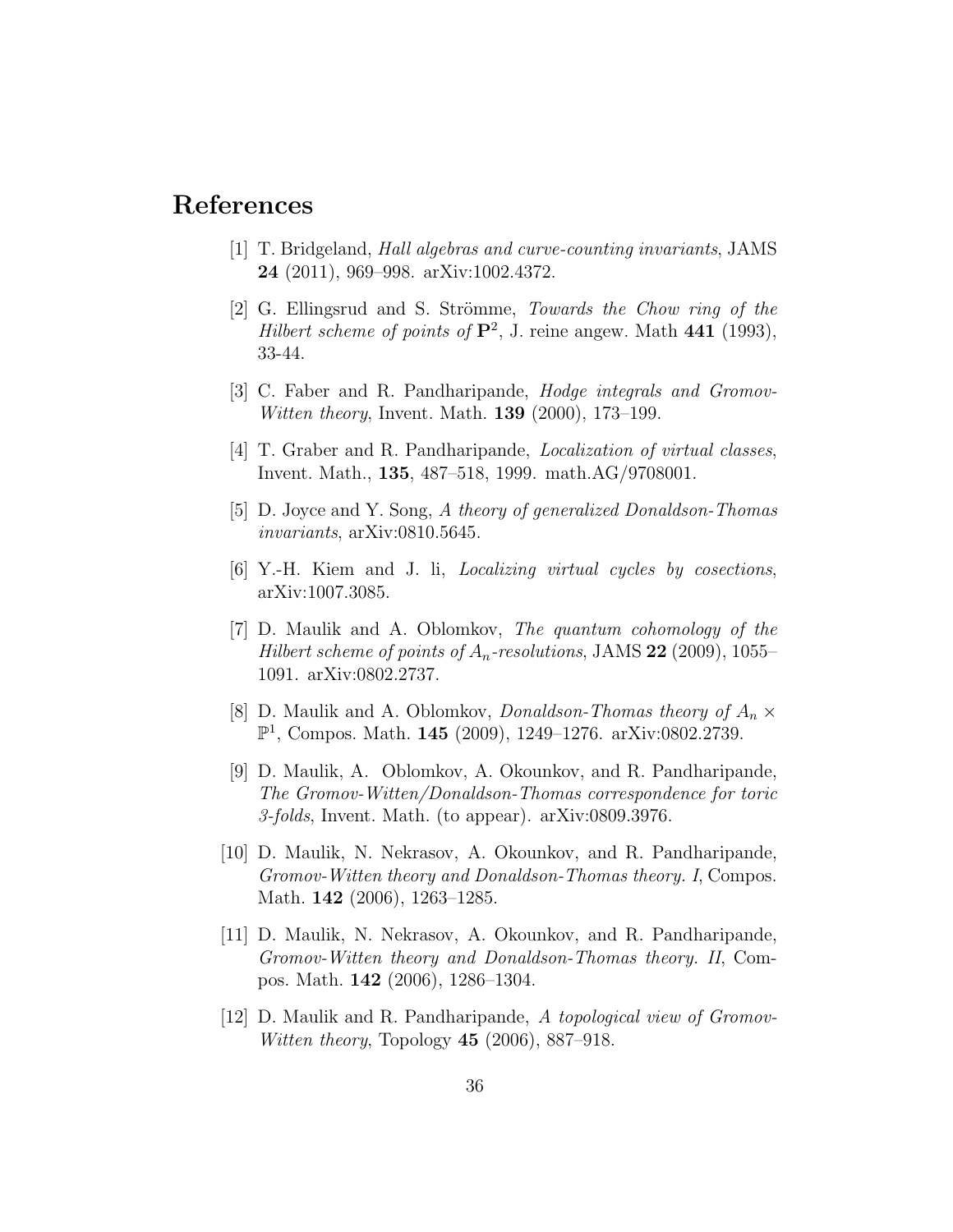# References

[1] T. Bridgeland, *Hall algebras and curve-counting invariants*, JAMS **24** (2011), 969–998. arXiv:1002.4372.

[2] G. Ellingsrud and S. Strömme, *Towards the Chow ring of the Hilbert scheme of points of* $\mathbf{P}^2$, J. reine angew. Math **441** (1993), 33-44.

[3] C. Faber and R. Pandharipande, *Hodge integrals and Gromov-Witten theory*, Invent. Math. **139** (2000), 173–199.

[4] T. Graber and R. Pandharipande, *Localization of virtual classes*, Invent. Math., **135**, 487–518, 1999. math.AG/9708001.

[5] D. Joyce and Y. Song, *A theory of generalized Donaldson-Thomas invariants*, arXiv:0810.5645.

[6] Y.-H. Kiem and J. li, *Localizing virtual cycles by cosections*, arXiv:1007.3085.

[7] D. Maulik and A. Oblomkov, *The quantum cohomology of the Hilbert scheme of points of* $A_n$*-resolutions*, JAMS **22** (2009), 1055–1091. arXiv:0802.2737.

[8] D. Maulik and A. Oblomkov, *Donaldson-Thomas theory of* $A_n \times \mathbb{P}^1$, Compos. Math. **145** (2009), 1249–1276. arXiv:0802.2739.

[9] D. Maulik, A. Oblomkov, A. Okounkov, and R. Pandharipande, *The Gromov-Witten/Donaldson-Thomas correspondence for toric 3-folds*, Invent. Math. (to appear). arXiv:0809.3976.

[10] D. Maulik, N. Nekrasov, A. Okounkov, and R. Pandharipande, *Gromov-Witten theory and Donaldson-Thomas theory. I*, Compos. Math. **142** (2006), 1263–1285.

[11] D. Maulik, N. Nekrasov, A. Okounkov, and R. Pandharipande, *Gromov-Witten theory and Donaldson-Thomas theory. II*, Compos. Math. **142** (2006), 1286–1304.

[12] D. Maulik and R. Pandharipande, *A topological view of Gromov-Witten theory*, Topology **45** (2006), 887–918.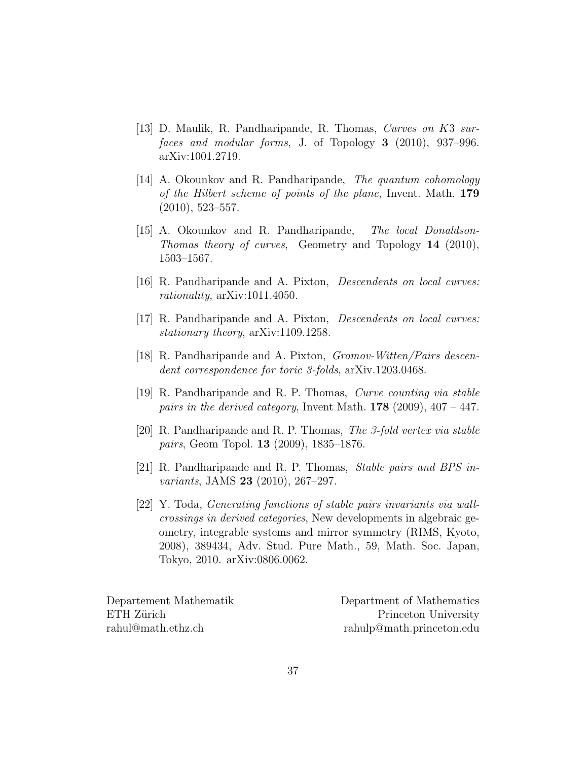[13] D. Maulik, R. Pandharipande, R. Thomas, *Curves on K3 surfaces and modular forms*, J. of Topology **3** (2010), 937–996. arXiv:1001.2719.

[14] A. Okounkov and R. Pandharipande, *The quantum cohomology of the Hilbert scheme of points of the plane*, Invent. Math. **179** (2010), 523–557.

[15] A. Okounkov and R. Pandharipande, *The local Donaldson-Thomas theory of curves*, Geometry and Topology **14** (2010), 1503–1567.

[16] R. Pandharipande and A. Pixton, *Descendents on local curves: rationality*, arXiv:1011.4050.

[17] R. Pandharipande and A. Pixton, *Descendents on local curves: stationary theory*, arXiv:1109.1258.

[18] R. Pandharipande and A. Pixton, *Gromov-Witten/Pairs descendent correspondence for toric 3-folds*, arXiv.1203.0468.

[19] R. Pandharipande and R. P. Thomas, *Curve counting via stable pairs in the derived category*, Invent Math. **178** (2009), 407 – 447.

[20] R. Pandharipande and R. P. Thomas, *The 3-fold vertex via stable pairs*, Geom Topol. **13** (2009), 1835–1876.

[21] R. Pandharipande and R. P. Thomas, *Stable pairs and BPS invariants*, JAMS **23** (2010), 267–297.

[22] Y. Toda, *Generating functions of stable pairs invariants via wall-crossings in derived categories*, New developments in algebraic geometry, integrable systems and mirror symmetry (RIMS, Kyoto, 2008), 389434, Adv. Stud. Pure Math., 59, Math. Soc. Japan, Tokyo, 2010. arXiv:0806.0062.

Departement Mathematik
ETH Zürich
rahul@math.ethz.ch

Department of Mathematics
Princeton University
rahulp@math.princeton.edu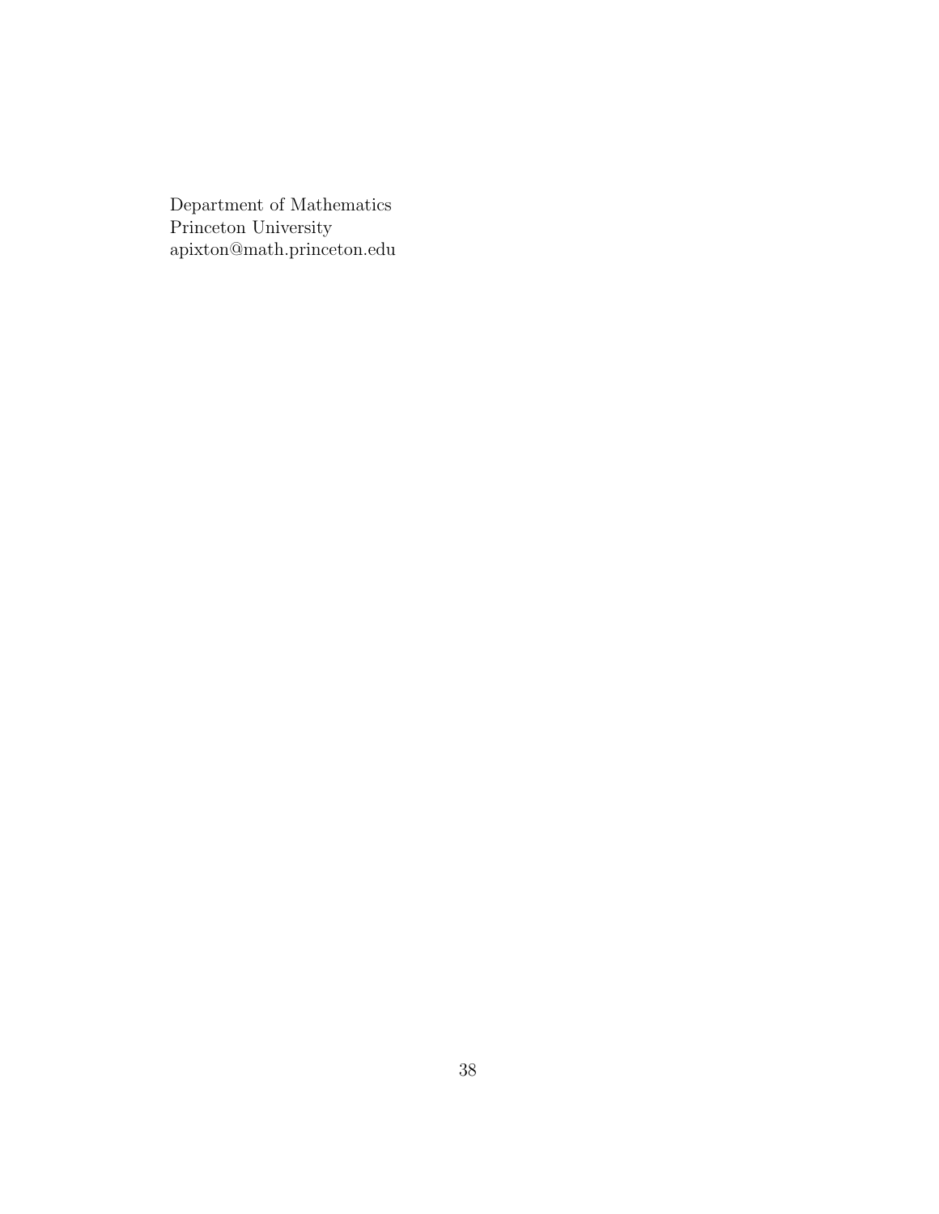Department of Mathematics
Princeton University
apixton@math.princeton.edu